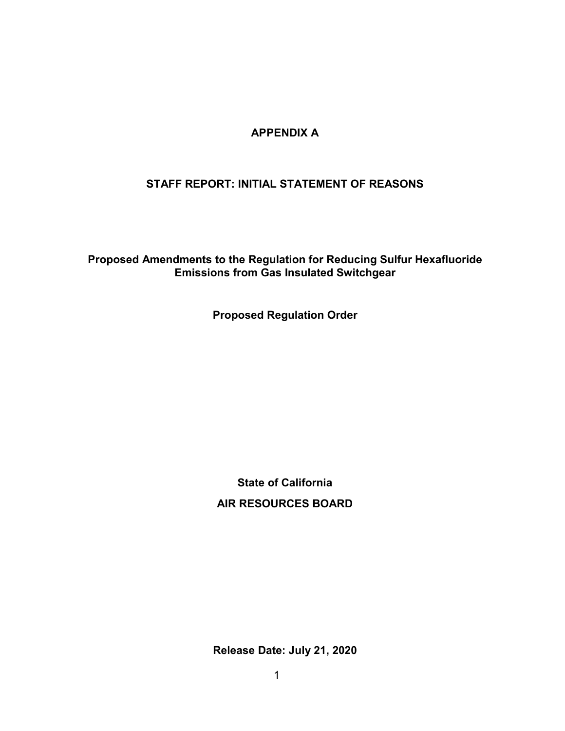# APPENDIX A

## STAFF REPORT: INITIAL STATEMENT OF REASONS

**Proposed Amendments to the Regulation for Reducing Sulfur Hexafluoride Emissions from Gas Insulated Switchgear**

**Proposed Regulation Order**

**State of California**

**AIR RESOURCES BOARD**

**Release Date: July 21, 2020**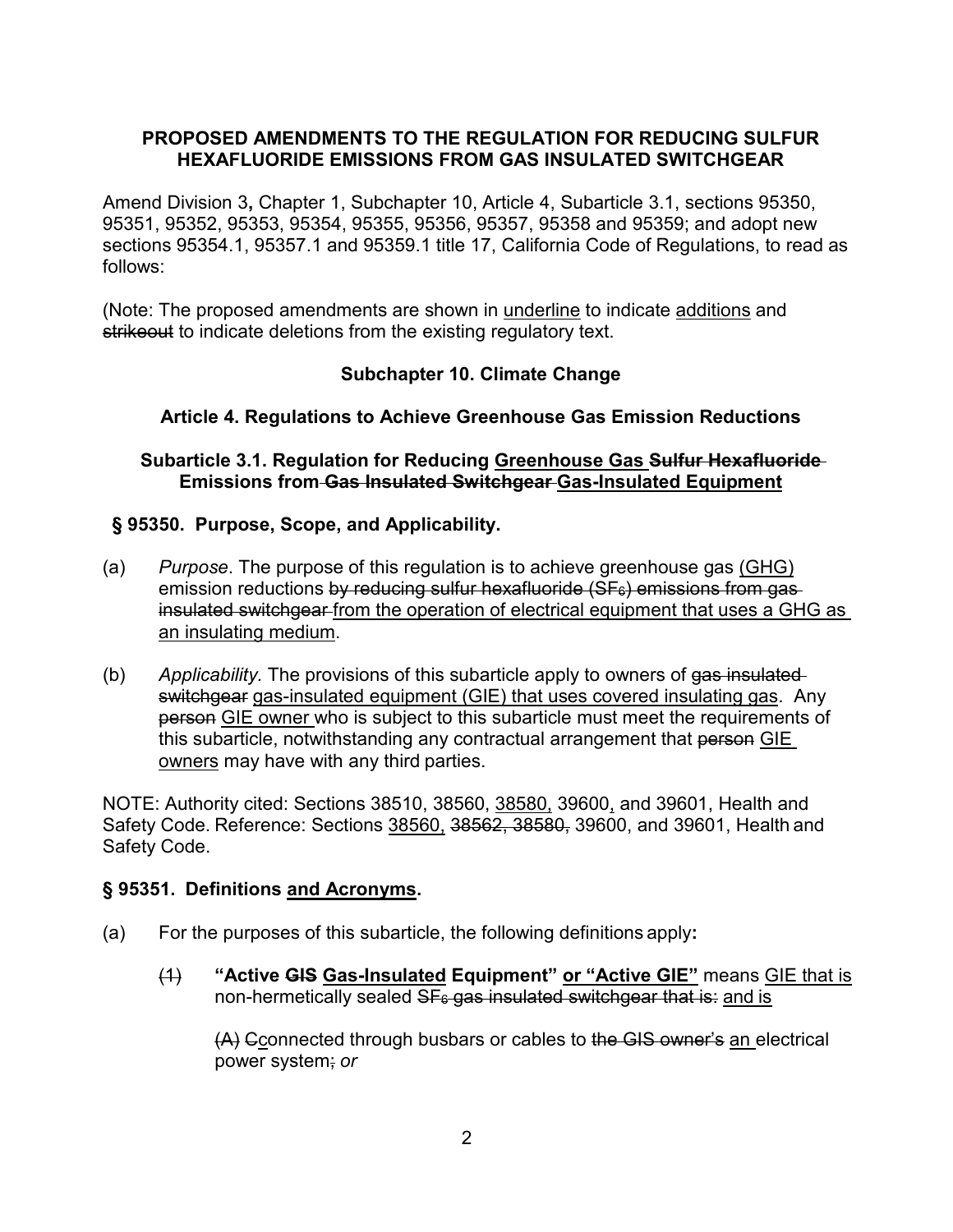**PROPOSED AMENDMENTS TO THE REGULATION FOR REDUCING SULFUR HEXAFLUORIDE EMISSIONS FROM GAS INSULATED SWITCHGEAR**

Amend Division 3**,** Chapter 1, Subchapter 10, Article 4, Subarticle 3.1, sections 95350, 95351, 95352, 95353, 95354, 95355, 95356, 95357, 95358 and 95359; and adopt new sections 95354.1, 95357.1 and 95359.1 title 17, California Code of Regulations, to read as follows:

(Note: The proposed amendments are shown in <u>underline</u> to indicate <u>additions</u> and ~~strikeout~~ to indicate deletions from the existing regulatory text.

**Subchapter 10. Climate Change**

**Article 4. Regulations to Achieve Greenhouse Gas Emission Reductions**

**Subarticle 3.1. Regulation for Reducing <u>Greenhouse Gas</u> ~~Sulfur Hexafluoride~~ Emissions from ~~Gas Insulated Switchgear~~ <u>Gas-Insulated Equipment</u>**

**§ 95350. Purpose, Scope, and Applicability.**

(a) *Purpose*. The purpose of this regulation is to achieve greenhouse gas <u>(GHG)</u> emission reductions ~~by reducing sulfur hexafluoride ($SF_6$) emissions from gas insulated switchgear~~ <u>from the operation of electrical equipment that uses a GHG as an insulating medium</u>.

(b) *Applicability.* The provisions of this subarticle apply to owners of ~~gas insulated switchgear~~ <u>gas-insulated equipment (GIE) that uses covered insulating gas</u>. Any ~~person~~ <u>GIE owner</u> who is subject to this subarticle must meet the requirements of this subarticle, notwithstanding any contractual arrangement that ~~person~~ <u>GIE owners</u> may have with any third parties.

NOTE: Authority cited: Sections 38510, 38560, <u>38580,</u> 39600<u>,</u> and 39601, Health and Safety Code. Reference: Sections <u>38560,</u> ~~38562, 38580,~~ 39600, and 39601, Health and Safety Code.

**§ 95351. Definitions <u>and Acronyms</u>.**

(a) For the purposes of this subarticle, the following definitions apply**:**

~~(1)~~ **"Active ~~GIS~~ <u>Gas-Insulated</u> Equipment" <u>or "Active GIE"</u>** means <u>GIE that is</u> non-hermetically sealed ~~$SF_6$ gas insulated switchgear that is:~~ <u>and is</u>

~~(A)~~ ~~C~~<u>c</u>onnected through busbars or cables to ~~the GIS owner's~~ <u>an</u> electrical power system~~;~~ ~~*or*~~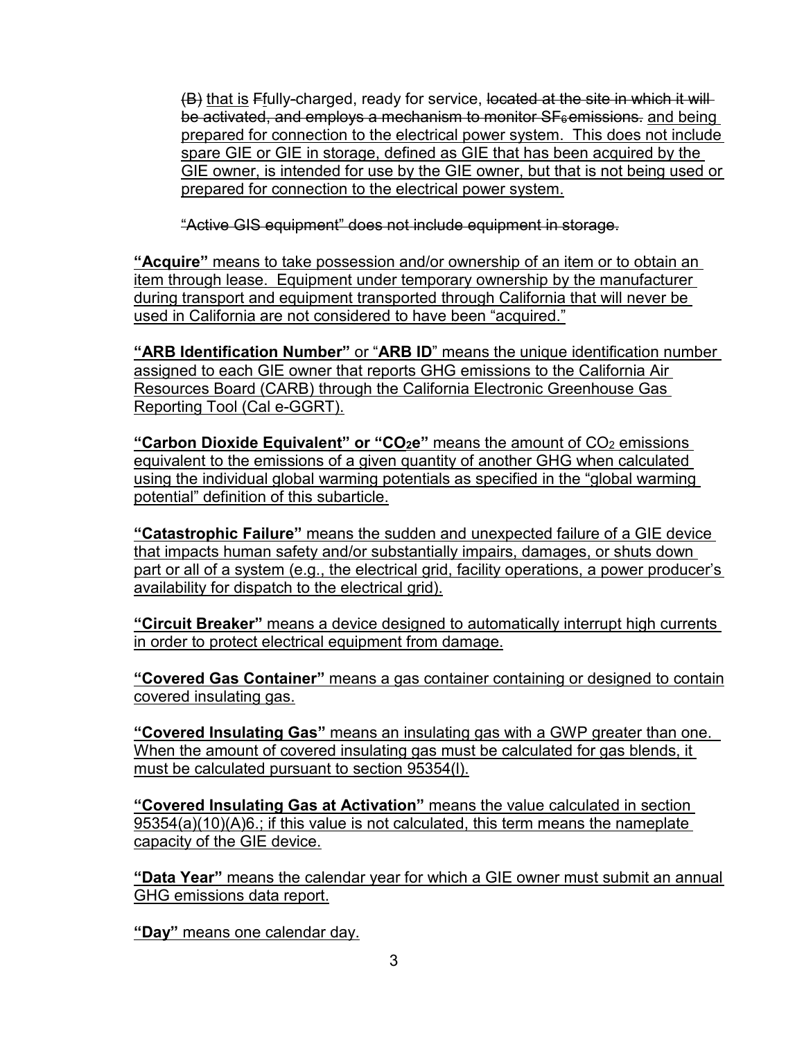(B) that is Ffully-charged, ready for service, located at the site in which it will be activated, and employs a mechanism to monitor $SF_6$ emissions. and being prepared for connection to the electrical power system. This does not include spare GIE or GIE in storage, defined as GIE that has been acquired by the GIE owner, is intended for use by the GIE owner, but that is not being used or prepared for connection to the electrical power system.

"Active GIS equipment" does not include equipment in storage.

**"Acquire"** means to take possession and/or ownership of an item or to obtain an item through lease. Equipment under temporary ownership by the manufacturer during transport and equipment transported through California that will never be used in California are not considered to have been "acquired."

**"ARB Identification Number"** or "**ARB ID**" means the unique identification number assigned to each GIE owner that reports GHG emissions to the California Air Resources Board (CARB) through the California Electronic Greenhouse Gas Reporting Tool (Cal e-GGRT).

**"Carbon Dioxide Equivalent" or "$CO_2$e"** means the amount of $CO_2$ emissions equivalent to the emissions of a given quantity of another GHG when calculated using the individual global warming potentials as specified in the "global warming potential" definition of this subarticle.

**"Catastrophic Failure"** means the sudden and unexpected failure of a GIE device that impacts human safety and/or substantially impairs, damages, or shuts down part or all of a system (e.g., the electrical grid, facility operations, a power producer's availability for dispatch to the electrical grid).

**"Circuit Breaker"** means a device designed to automatically interrupt high currents in order to protect electrical equipment from damage.

**"Covered Gas Container"** means a gas container containing or designed to contain covered insulating gas.

**"Covered Insulating Gas"** means an insulating gas with a GWP greater than one. When the amount of covered insulating gas must be calculated for gas blends, it must be calculated pursuant to section 95354(l).

**"Covered Insulating Gas at Activation"** means the value calculated in section 95354(a)(10)(A)6.; if this value is not calculated, this term means the nameplate capacity of the GIE device.

**"Data Year"** means the calendar year for which a GIE owner must submit an annual GHG emissions data report.

**"Day"** means one calendar day.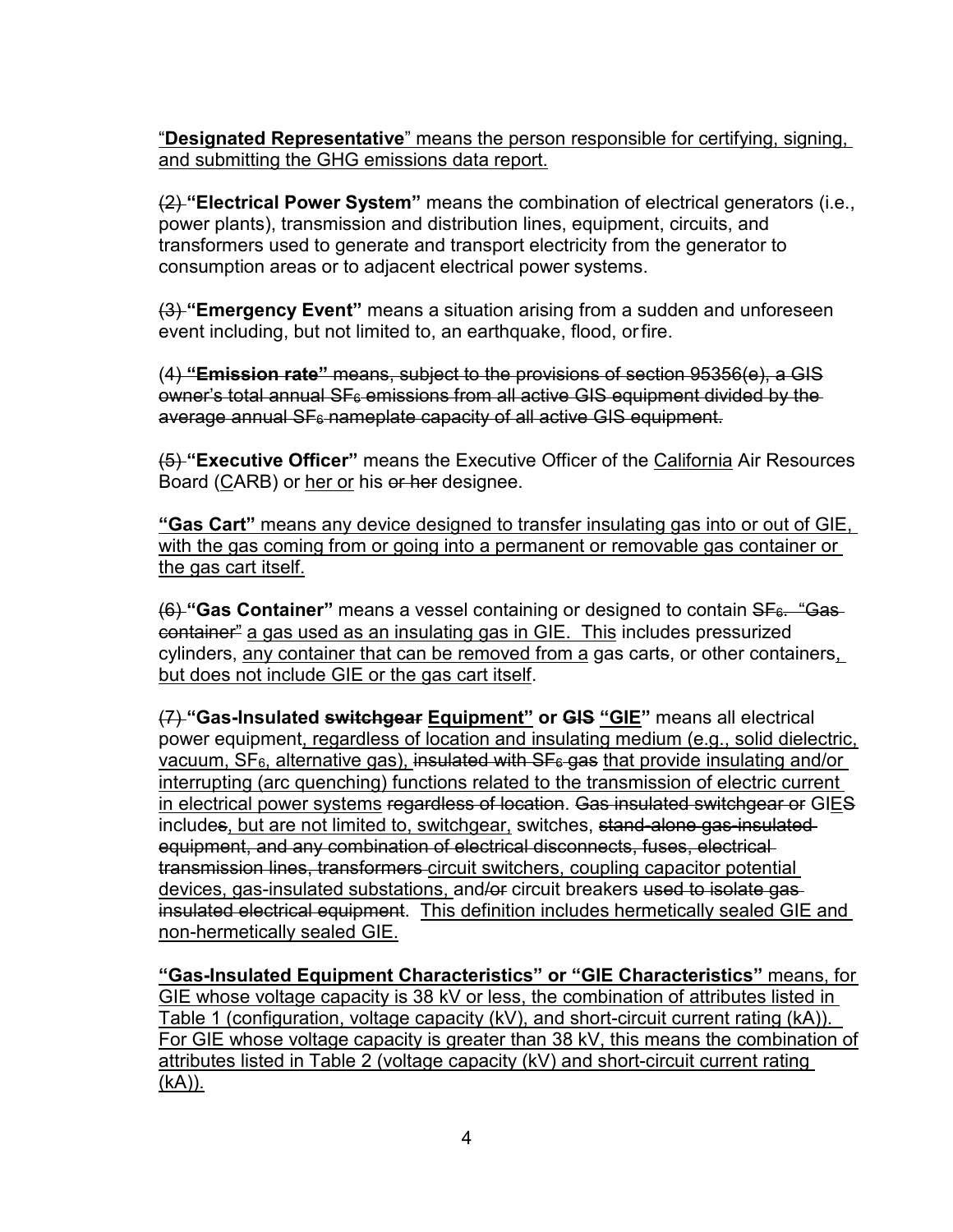"**Designated Representative**" means the person responsible for certifying, signing, and submitting the GHG emissions data report.

~~(2)~~ **"Electrical Power System"** means the combination of electrical generators (i.e., power plants), transmission and distribution lines, equipment, circuits, and transformers used to generate and transport electricity from the generator to consumption areas or to adjacent electrical power systems.

~~(3)~~ **"Emergency Event"** means a situation arising from a sudden and unforeseen event including, but not limited to, an earthquake, flood, or fire.

~~(4) **"Emission rate"** means, subject to the provisions of section 95356(e), a GIS owner's total annual $SF_6$ emissions from all active GIS equipment divided by the average annual $SF_6$ nameplate capacity of all active GIS equipment.~~

~~(5)~~ **"Executive Officer"** means the Executive Officer of the California Air Resources Board (CARB) or her or his ~~or her~~ designee.

**"Gas Cart"** means any device designed to transfer insulating gas into or out of GIE, with the gas coming from or going into a permanent or removable gas container or the gas cart itself.

~~(6)~~ **"Gas Container"** means a vessel containing or designed to contain ~~$SF_6$. "Gas container"~~ a gas used as an insulating gas in GIE. This includes pressurized cylinders, any container that can be removed from a gas cart~~s~~, or other containers, but does not include GIE or the gas cart itself.

~~(7)~~ **"Gas-Insulated ~~switchgear~~ Equipment" or ~~GIS~~ "GIE"** means all electrical power equipment, regardless of location and insulating medium (e.g., solid dielectric, vacuum, $SF_6$, alternative gas), ~~insulated with $SF_6$ gas~~ that provide insulating and/or interrupting (arc quenching) functions related to the transmission of electric current in electrical power systems ~~regardless of location~~. ~~Gas insulated switchgear or~~ GIE~~S~~ include~~s~~, but are not limited to, switchgear, switches, ~~stand-alone gas-insulated equipment, and any combination of electrical disconnects, fuses, electrical transmission lines, transformers~~ circuit switchers, coupling capacitor potential devices, gas-insulated substations, and~~/or~~ circuit breakers ~~used to isolate gas insulated electrical equipment~~. This definition includes hermetically sealed GIE and non-hermetically sealed GIE.

**"Gas-Insulated Equipment Characteristics" or "GIE Characteristics"** means, for GIE whose voltage capacity is 38 kV or less, the combination of attributes listed in Table 1 (configuration, voltage capacity (kV), and short-circuit current rating (kA)). For GIE whose voltage capacity is greater than 38 kV, this means the combination of attributes listed in Table 2 (voltage capacity (kV) and short-circuit current rating (kA)).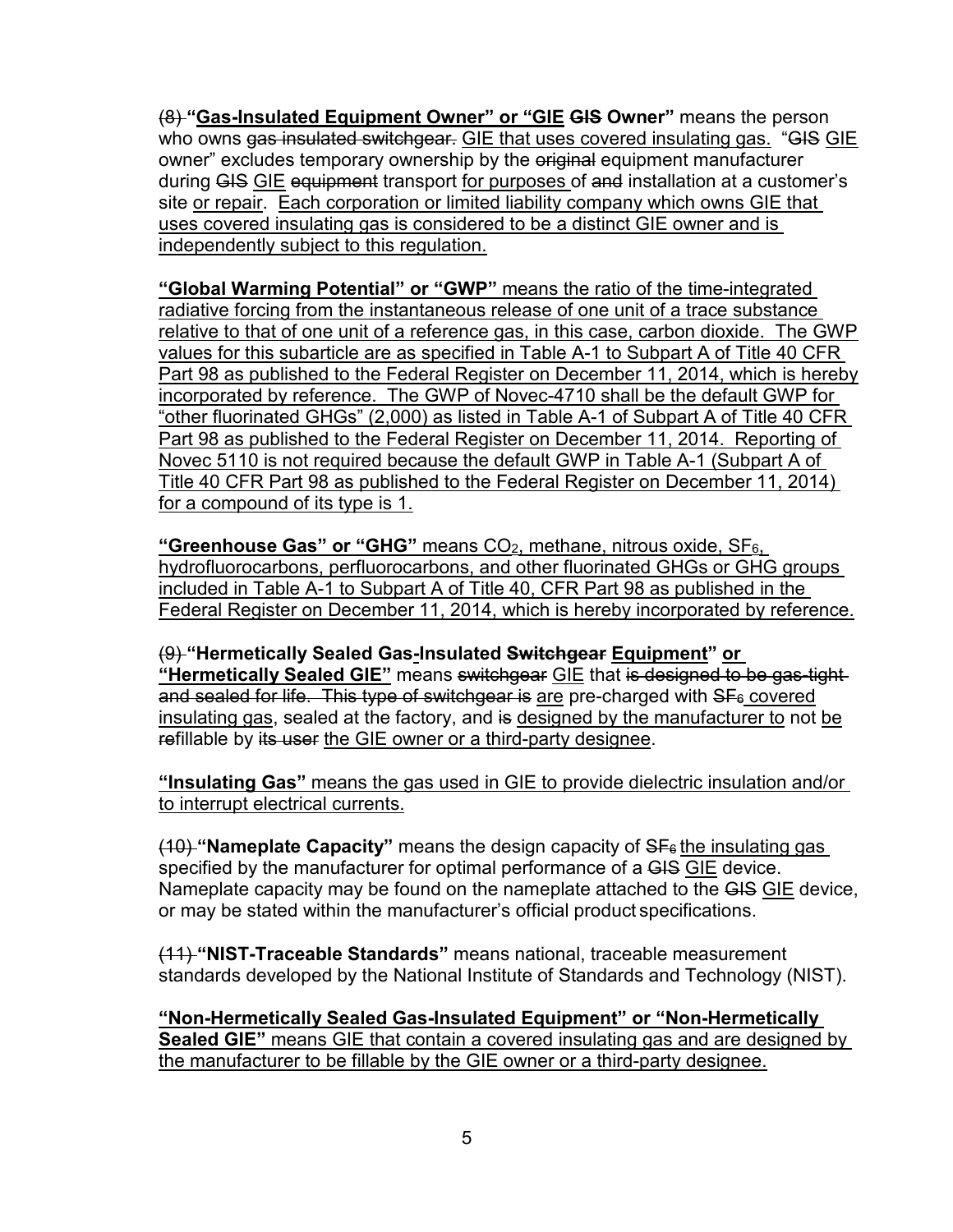(8) **"Gas-Insulated Equipment Owner" or "GIE GIS Owner"** means the person who owns gas insulated switchgear. GIE that uses covered insulating gas. "GIS GIE owner" excludes temporary ownership by the original equipment manufacturer during GIS GIE equipment transport for purposes of and installation at a customer's site or repair. Each corporation or limited liability company which owns GIE that uses covered insulating gas is considered to be a distinct GIE owner and is independently subject to this regulation.

**"Global Warming Potential" or "GWP"** means the ratio of the time-integrated radiative forcing from the instantaneous release of one unit of a trace substance relative to that of one unit of a reference gas, in this case, carbon dioxide. The GWP values for this subarticle are as specified in Table A-1 to Subpart A of Title 40 CFR Part 98 as published to the Federal Register on December 11, 2014, which is hereby incorporated by reference. The GWP of Novec-4710 shall be the default GWP for "other fluorinated GHGs" (2,000) as listed in Table A-1 of Subpart A of Title 40 CFR Part 98 as published to the Federal Register on December 11, 2014. Reporting of Novec 5110 is not required because the default GWP in Table A-1 (Subpart A of Title 40 CFR Part 98 as published to the Federal Register on December 11, 2014) for a compound of its type is 1.

**"Greenhouse Gas" or "GHG"** means $CO_2$, methane, nitrous oxide, $SF_6$, hydrofluorocarbons, perfluorocarbons, and other fluorinated GHGs or GHG groups included in Table A-1 to Subpart A of Title 40, CFR Part 98 as published in the Federal Register on December 11, 2014, which is hereby incorporated by reference.

(9) **"Hermetically Sealed Gas-Insulated Switchgear Equipment" or "Hermetically Sealed GIE"** means switchgear GIE that is designed to be gas-tight and sealed for life. This type of switchgear is are pre-charged with $SF_6$ covered insulating gas, sealed at the factory, and is designed by the manufacturer to not be refillable by its user the GIE owner or a third-party designee.

**"Insulating Gas"** means the gas used in GIE to provide dielectric insulation and/or to interrupt electrical currents.

(10) **"Nameplate Capacity"** means the design capacity of $SF_6$ the insulating gas specified by the manufacturer for optimal performance of a GIS GIE device. Nameplate capacity may be found on the nameplate attached to the GIS GIE device, or may be stated within the manufacturer's official product specifications.

(11) **"NIST-Traceable Standards"** means national, traceable measurement standards developed by the National Institute of Standards and Technology (NIST).

**"Non-Hermetically Sealed Gas-Insulated Equipment" or "Non-Hermetically Sealed GIE"** means GIE that contain a covered insulating gas and are designed by the manufacturer to be fillable by the GIE owner or a third-party designee.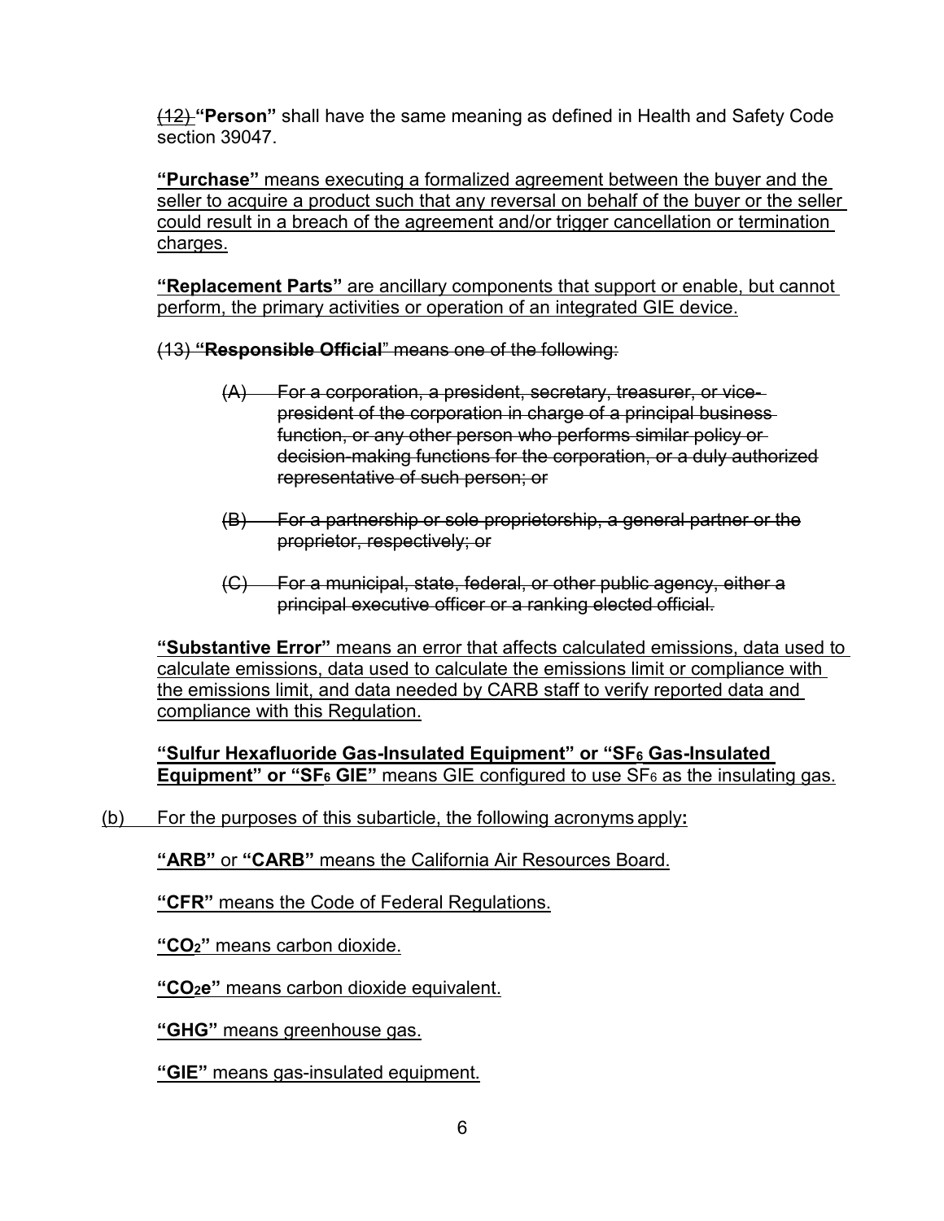~~(12)~~ **"Person"** shall have the same meaning as defined in Health and Safety Code section 39047.

<u>**"Purchase"** means executing a formalized agreement between the buyer and the seller to acquire a product such that any reversal on behalf of the buyer or the seller could result in a breach of the agreement and/or trigger cancellation or termination charges.</u>

<u>**"Replacement Parts"** are ancillary components that support or enable, but cannot perform, the primary activities or operation of an integrated GIE device.</u>

~~(13) **"Responsible Official"** means one of the following:~~

~~(A) For a corporation, a president, secretary, treasurer, or vice-president of the corporation in charge of a principal business function, or any other person who performs similar policy or decision-making functions for the corporation, or a duly authorized representative of such person; or~~

~~(B) For a partnership or sole proprietorship, a general partner or the proprietor, respectively; or~~

~~(C) For a municipal, state, federal, or other public agency, either a principal executive officer or a ranking elected official.~~

<u>**"Substantive Error"** means an error that affects calculated emissions, data used to calculate emissions, data used to calculate the emissions limit or compliance with the emissions limit, and data needed by CARB staff to verify reported data and compliance with this Regulation.</u>

<u>**"Sulfur Hexafluoride Gas-Insulated Equipment" or "$SF_6$ Gas-Insulated Equipment" or "$SF_6$ GIE"** means GIE configured to use $SF_6$ as the insulating gas.</u>

<u>(b) For the purposes of this subarticle, the following acronyms apply:</u>

<u>**"ARB"** or **"CARB"** means the California Air Resources Board.</u>

<u>**"CFR"** means the Code of Federal Regulations.</u>

<u>**"$CO_2$"** means carbon dioxide.</u>

<u>**"$CO_2e$"** means carbon dioxide equivalent.</u>

<u>**"GHG"** means greenhouse gas.</u>

<u>**"GIE"** means gas-insulated equipment.</u>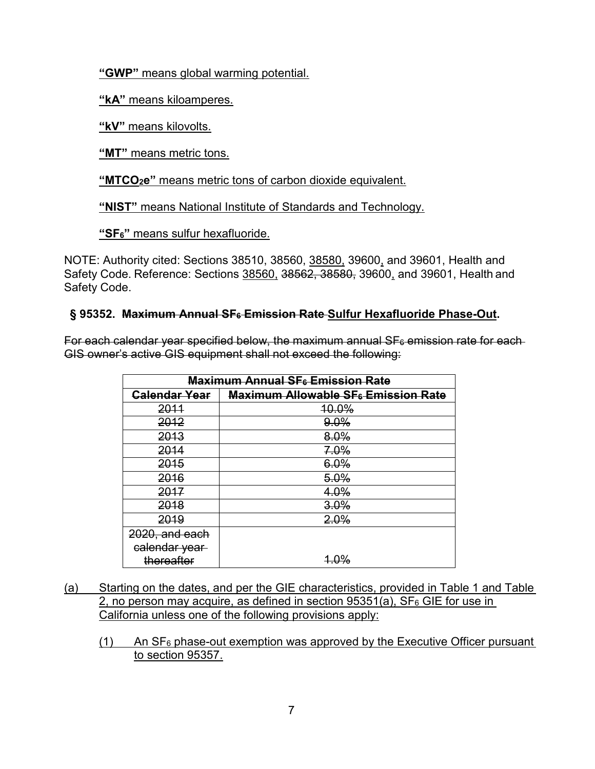**"GWP"** means global warming potential.

**"kA"** means kiloamperes.

**"kV"** means kilovolts.

**"MT"** means metric tons.

**"MTCO$_2$e"** means metric tons of carbon dioxide equivalent.

**"NIST"** means National Institute of Standards and Technology.

**"SF$_6$"** means sulfur hexafluoride.

NOTE: Authority cited: Sections 38510, 38560, 38580, 39600, and 39601, Health and Safety Code. Reference: Sections 38560, ~~38562, 38580,~~ 39600, and 39601, Health and Safety Code.

### § 95352. ~~Maximum Annual SF$_6$ Emission Rate~~ Sulfur Hexafluoride Phase-Out.

~~For each calendar year specified below, the maximum annual SF$_6$ emission rate for each GIS owner's active GIS equipment shall not exceed the following:~~

| ~~Maximum Annual SF$_6$ Emission Rate~~ | |
|---|---|
| ~~Calendar Year~~ | ~~Maximum Allowable SF$_6$ Emission Rate~~ |
| ~~2011~~ | ~~10.0%~~ |
| ~~2012~~ | ~~9.0%~~ |
| ~~2013~~ | ~~8.0%~~ |
| ~~2014~~ | ~~7.0%~~ |
| ~~2015~~ | ~~6.0%~~ |
| ~~2016~~ | ~~5.0%~~ |
| ~~2017~~ | ~~4.0%~~ |
| ~~2018~~ | ~~3.0%~~ |
| ~~2019~~ | ~~2.0%~~ |
| ~~2020, and each calendar year thereafter~~ | ~~1.0%~~ |

(a) Starting on the dates, and per the GIE characteristics, provided in Table 1 and Table 2, no person may acquire, as defined in section 95351(a), SF$_6$ GIE for use in California unless one of the following provisions apply:

(1) An SF$_6$ phase-out exemption was approved by the Executive Officer pursuant to section 95357.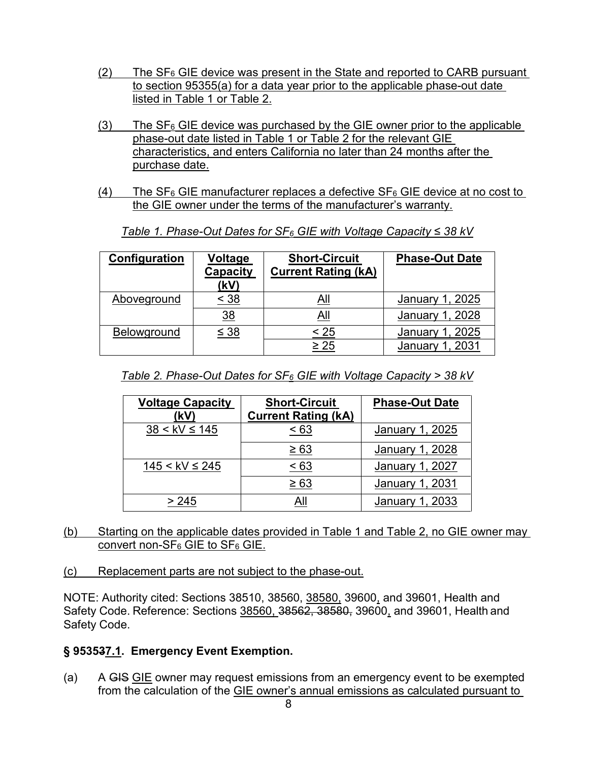(2) The $SF_6$ GIE device was present in the State and reported to CARB pursuant to section 95355(a) for a data year prior to the applicable phase-out date listed in Table 1 or Table 2.

(3) The $SF_6$ GIE device was purchased by the GIE owner prior to the applicable phase-out date listed in Table 1 or Table 2 for the relevant GIE characteristics, and enters California no later than 24 months after the purchase date.

(4) The $SF_6$ GIE manufacturer replaces a defective $SF_6$ GIE device at no cost to the GIE owner under the terms of the manufacturer's warranty.

*Table 1. Phase-Out Dates for $SF_6$ GIE with Voltage Capacity ≤ 38 kV*

| Configuration | Voltage Capacity (kV) | Short-Circuit Current Rating (kA) | Phase-Out Date |
|---|---|---|---|
| Aboveground | < 38 | All | January 1, 2025 |
| | 38 | All | January 1, 2028 |
| Belowground | ≤ 38 | < 25 | January 1, 2025 |
| | | ≥ 25 | January 1, 2031 |

*Table 2. Phase-Out Dates for $SF_6$ GIE with Voltage Capacity > 38 kV*

| Voltage Capacity (kV) | Short-Circuit Current Rating (kA) | Phase-Out Date |
|---|---|---|
| 38 < kV ≤ 145 | < 63 | January 1, 2025 |
| | ≥ 63 | January 1, 2028 |
| 145 < kV ≤ 245 | < 63 | January 1, 2027 |
| | ≥ 63 | January 1, 2031 |
| > 245 | All | January 1, 2033 |

(b) Starting on the applicable dates provided in Table 1 and Table 2, no GIE owner may convert non-$SF_6$ GIE to $SF_6$ GIE.

(c) Replacement parts are not subject to the phase-out.

NOTE: Authority cited: Sections 38510, 38560, 38580, 39600, and 39601, Health and Safety Code. Reference: Sections 38560, ~~38562, 38580,~~ 39600, and 39601, Health and Safety Code.

### § 95353~~7~~7.1. Emergency Event Exemption.

(a) A ~~GIS~~ GIE owner may request emissions from an emergency event to be exempted from the calculation of the GIE owner's annual emissions as calculated pursuant to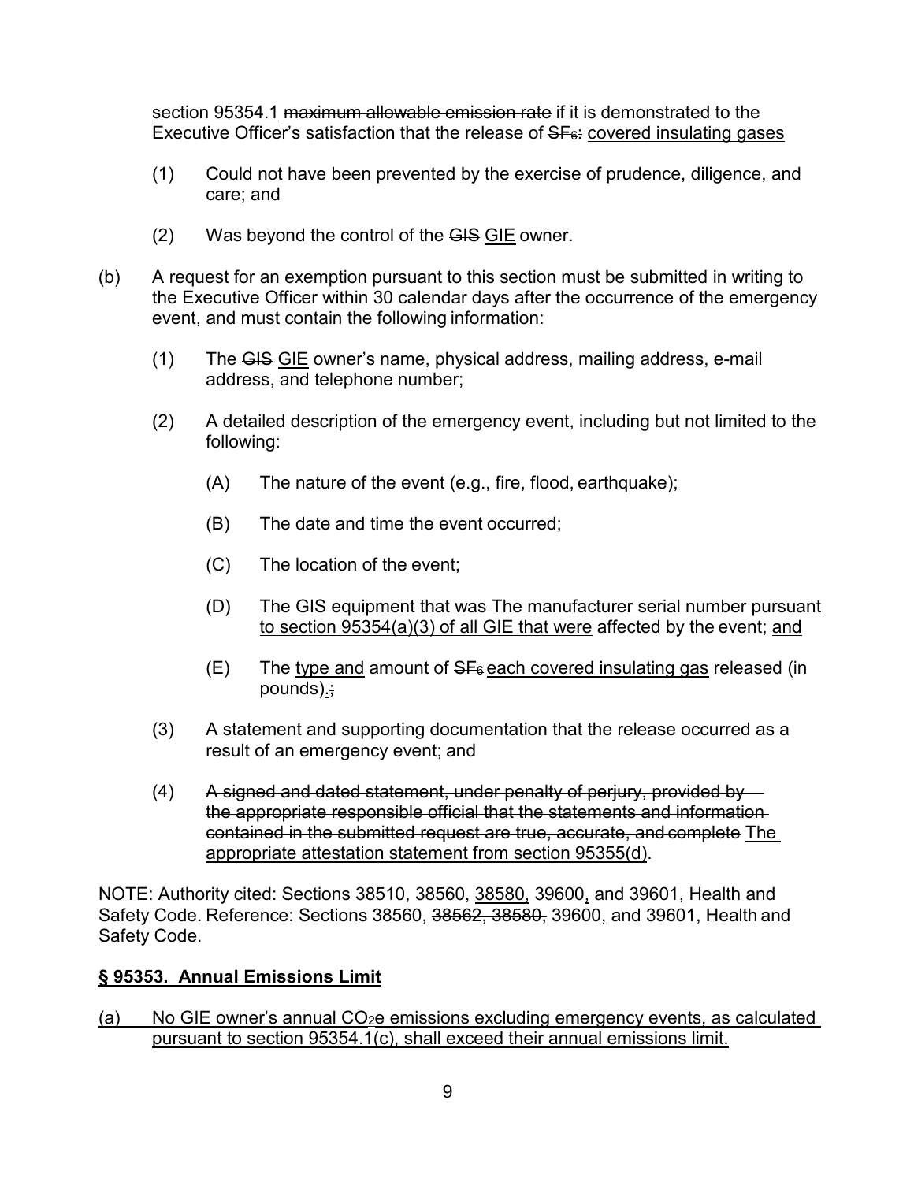section 95354.1 ~~maximum allowable emission rate~~ if it is demonstrated to the Executive Officer's satisfaction that the release of ~~$SF_6$:~~ covered insulating gases

(1) Could not have been prevented by the exercise of prudence, diligence, and care; and

(2) Was beyond the control of the ~~GIS~~ GIE owner.

(b) A request for an exemption pursuant to this section must be submitted in writing to the Executive Officer within 30 calendar days after the occurrence of the emergency event, and must contain the following information:

(1) The ~~GIS~~ GIE owner's name, physical address, mailing address, e-mail address, and telephone number;

(2) A detailed description of the emergency event, including but not limited to the following:

(A) The nature of the event (e.g., fire, flood, earthquake);

(B) The date and time the event occurred;

(C) The location of the event;

(D) ~~The GIS equipment that was~~ The manufacturer serial number pursuant to section 95354(a)(3) of all GIE that were affected by the event; and

(E) The type and amount of ~~$SF_6$~~ each covered insulating gas released (in pounds).~~;~~

(3) A statement and supporting documentation that the release occurred as a result of an emergency event; and

(4) ~~A signed and dated statement, under penalty of perjury, provided by the appropriate responsible official that the statements and information contained in the submitted request are true, accurate, and complete~~ The appropriate attestation statement from section 95355(d).

NOTE: Authority cited: Sections 38510, 38560, 38580, 39600, and 39601, Health and Safety Code. Reference: Sections 38560, ~~38562, 38580,~~ 39600, and 39601, Health and Safety Code.

## § 95353. Annual Emissions Limit

(a) No GIE owner's annual $CO_2e$ emissions excluding emergency events, as calculated pursuant to section 95354.1(c), shall exceed their annual emissions limit.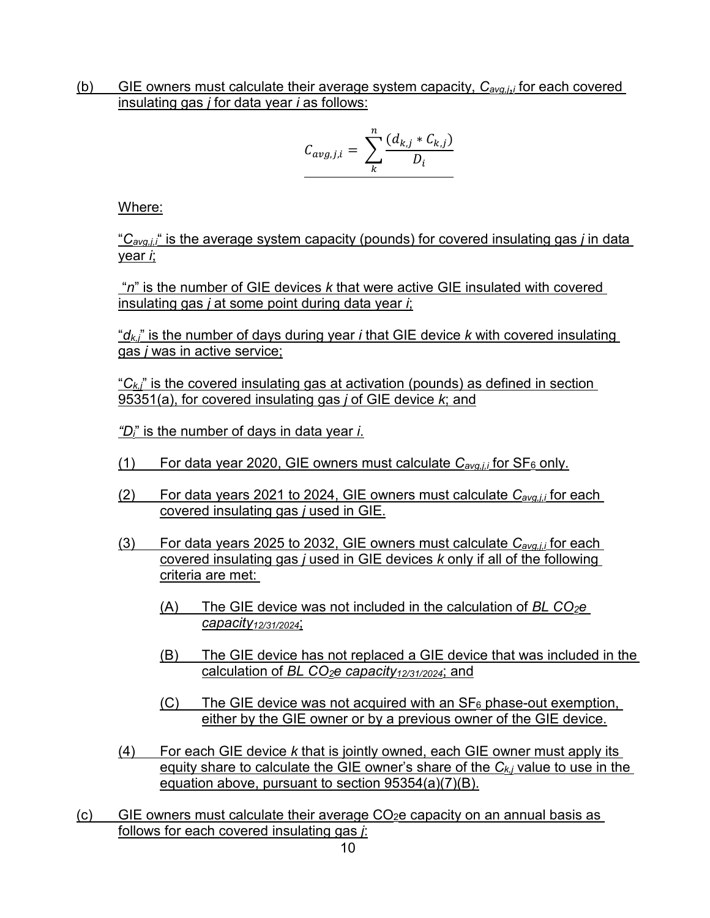(b) GIE owners must calculate their average system capacity, $C_{avg,j,i}$ for each covered insulating gas $j$ for data year $i$ as follows:

$$C_{avg,j,i} = \sum_{k}^{n} \frac{(d_{k,j} * C_{k,j})}{D_i}$$

Where:

"$C_{avg,j,i}$" is the average system capacity (pounds) for covered insulating gas $j$ in data year $i$;

"$n$" is the number of GIE devices $k$ that were active GIE insulated with covered insulating gas $j$ at some point during data year $i$;

"$d_{k,j}$" is the number of days during year $i$ that GIE device $k$ with covered insulating gas $j$ was in active service;

"$C_{k,j}$" is the covered insulating gas at activation (pounds) as defined in section 95351(a), for covered insulating gas $j$ of GIE device $k$; and

"$D_i$" is the number of days in data year $i$.

(1) For data year 2020, GIE owners must calculate $C_{avg,j,i}$ for $SF_6$ only.

(2) For data years 2021 to 2024, GIE owners must calculate $C_{avg,j,i}$ for each covered insulating gas $j$ used in GIE.

(3) For data years 2025 to 2032, GIE owners must calculate $C_{avg,j,i}$ for each covered insulating gas $j$ used in GIE devices $k$ only if all of the following criteria are met:

(A) The GIE device was not included in the calculation of $BL\ CO_2e\ capacity_{12/31/2024}$;

(B) The GIE device has not replaced a GIE device that was included in the calculation of $BL\ CO_2e\ capacity_{12/31/2024}$; and

(C) The GIE device was not acquired with an $SF_6$ phase-out exemption, either by the GIE owner or by a previous owner of the GIE device.

(4) For each GIE device $k$ that is jointly owned, each GIE owner must apply its equity share to calculate the GIE owner's share of the $C_{k,j}$ value to use in the equation above, pursuant to section 95354(a)(7)(B).

(c) GIE owners must calculate their average $CO_2$e capacity on an annual basis as follows for each covered insulating gas $j$: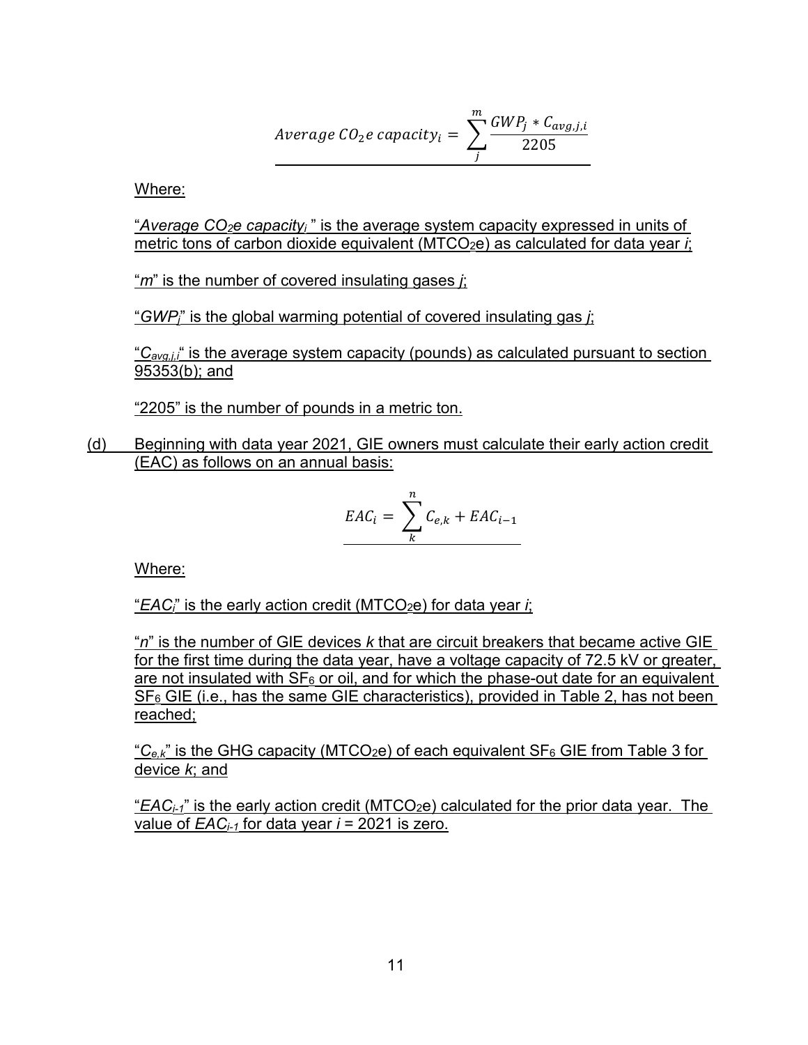$$Average\ CO_2e\ capacity_i = \sum_{j}^{m} \frac{GWP_j * C_{avg,j,i}}{2205}$$

Where:

"*Average $CO_2$e capacity$_i$*" is the average system capacity expressed in units of metric tons of carbon dioxide equivalent ($MTCO_2e$) as calculated for data year *i*;

"*m*" is the number of covered insulating gases *j*;

"$GWP_j$" is the global warming potential of covered insulating gas *j*;

"$C_{avg,j,i}$" is the average system capacity (pounds) as calculated pursuant to section 95353(b); and

"2205" is the number of pounds in a metric ton.

(d) Beginning with data year 2021, GIE owners must calculate their early action credit (EAC) as follows on an annual basis:

$$EAC_i = \sum_{k}^{n} C_{e,k} + EAC_{i-1}$$

Where:

"$EAC_i$" is the early action credit ($MTCO_2e$) for data year *i*;

"*n*" is the number of GIE devices *k* that are circuit breakers that became active GIE for the first time during the data year, have a voltage capacity of 72.5 kV or greater, are not insulated with $SF_6$ or oil, and for which the phase-out date for an equivalent $SF_6$ GIE (i.e., has the same GIE characteristics), provided in Table 2, has not been reached;

"$C_{e,k}$" is the GHG capacity ($MTCO_2e$) of each equivalent $SF_6$ GIE from Table 3 for device *k*; and

"$EAC_{i-1}$" is the early action credit ($MTCO_2e$) calculated for the prior data year. The value of $EAC_{i-1}$ for data year *i* = 2021 is zero.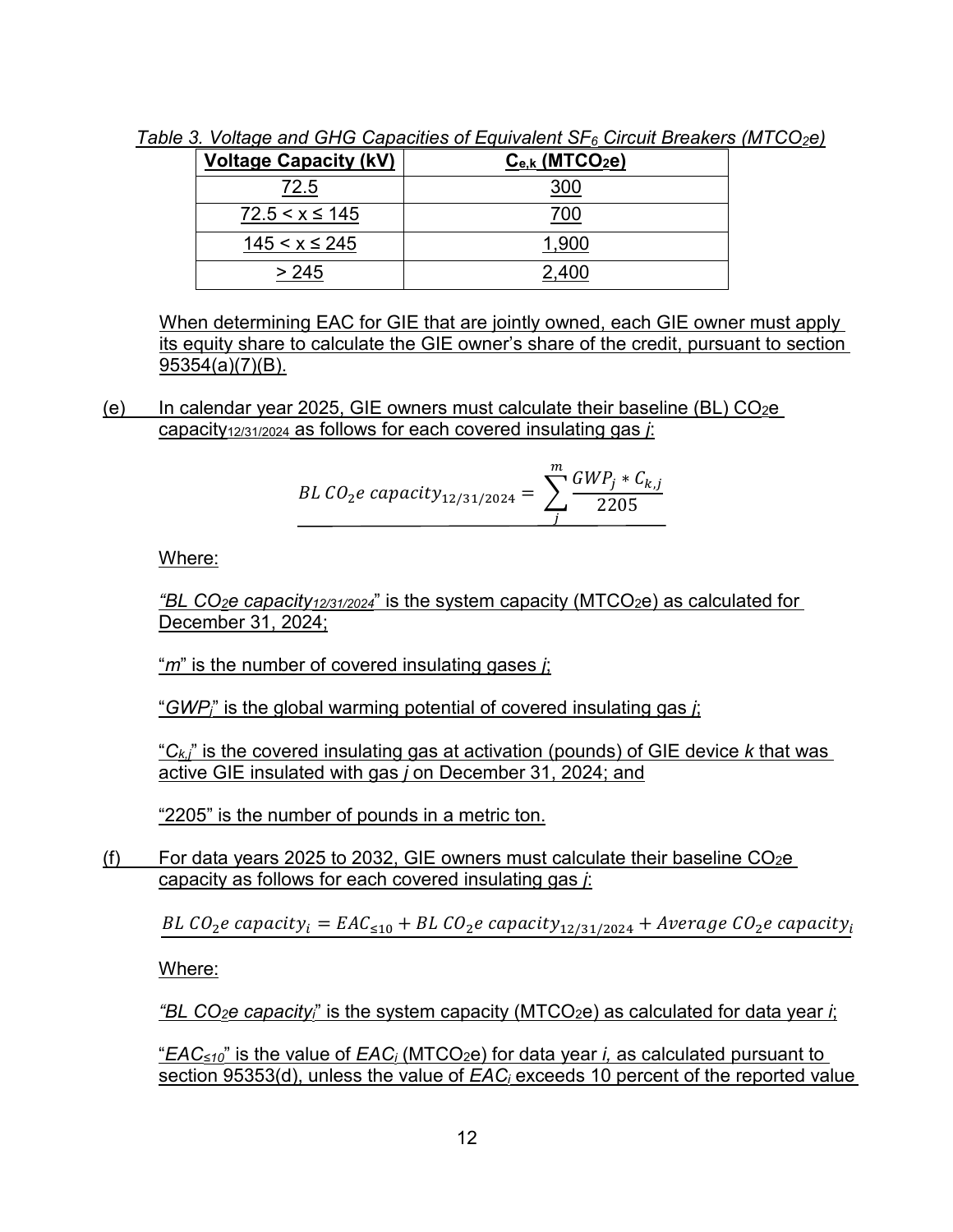*Table 3. Voltage and GHG Capacities of Equivalent $SF_6$ Circuit Breakers ($MTCO_2e$)*

| Voltage Capacity (kV) | $C_{e,k}$ ($MTCO_2e$) |
|---|---|
| 72.5 | 300 |
| 72.5 < x ≤ 145 | 700 |
| 145 < x ≤ 245 | 1,900 |
| > 245 | 2,400 |

When determining EAC for GIE that are jointly owned, each GIE owner must apply its equity share to calculate the GIE owner's share of the credit, pursuant to section 95354(a)(7)(B).

(e) In calendar year 2025, GIE owners must calculate their baseline (BL) $CO_2e$ capacity$_{12/31/2024}$ as follows for each covered insulating gas *j*:

$$BL\ CO_2e\ capacity_{12/31/2024} = \sum_{j}^{m} \frac{GWP_j * C_{k,j}}{2205}$$

Where:

*"BL $CO_2e$ capacity$_{12/31/2024}$"* is the system capacity ($MTCO_2e$) as calculated for December 31, 2024;

"*m*" is the number of covered insulating gases *j*;

"$GWP_j$" is the global warming potential of covered insulating gas *j*;

"$C_{k,j}$" is the covered insulating gas at activation (pounds) of GIE device *k* that was active GIE insulated with gas *j* on December 31, 2024; and

"2205" is the number of pounds in a metric ton.

(f) For data years 2025 to 2032, GIE owners must calculate their baseline $CO_2e$ capacity as follows for each covered insulating gas *j*:

$$BL\ CO_2e\ capacity_i = EAC_{\leq 10} + BL\ CO_2e\ capacity_{12/31/2024} + Average\ CO_2e\ capacity_i$$

Where:

*"BL $CO_2e$ capacity$_i$"* is the system capacity ($MTCO_2e$) as calculated for data year *i*;

"$EAC_{\leq 10}$" is the value of $EAC_i$ ($MTCO_2e$) for data year *i,* as calculated pursuant to section 95353(d), unless the value of $EAC_i$ exceeds 10 percent of the reported value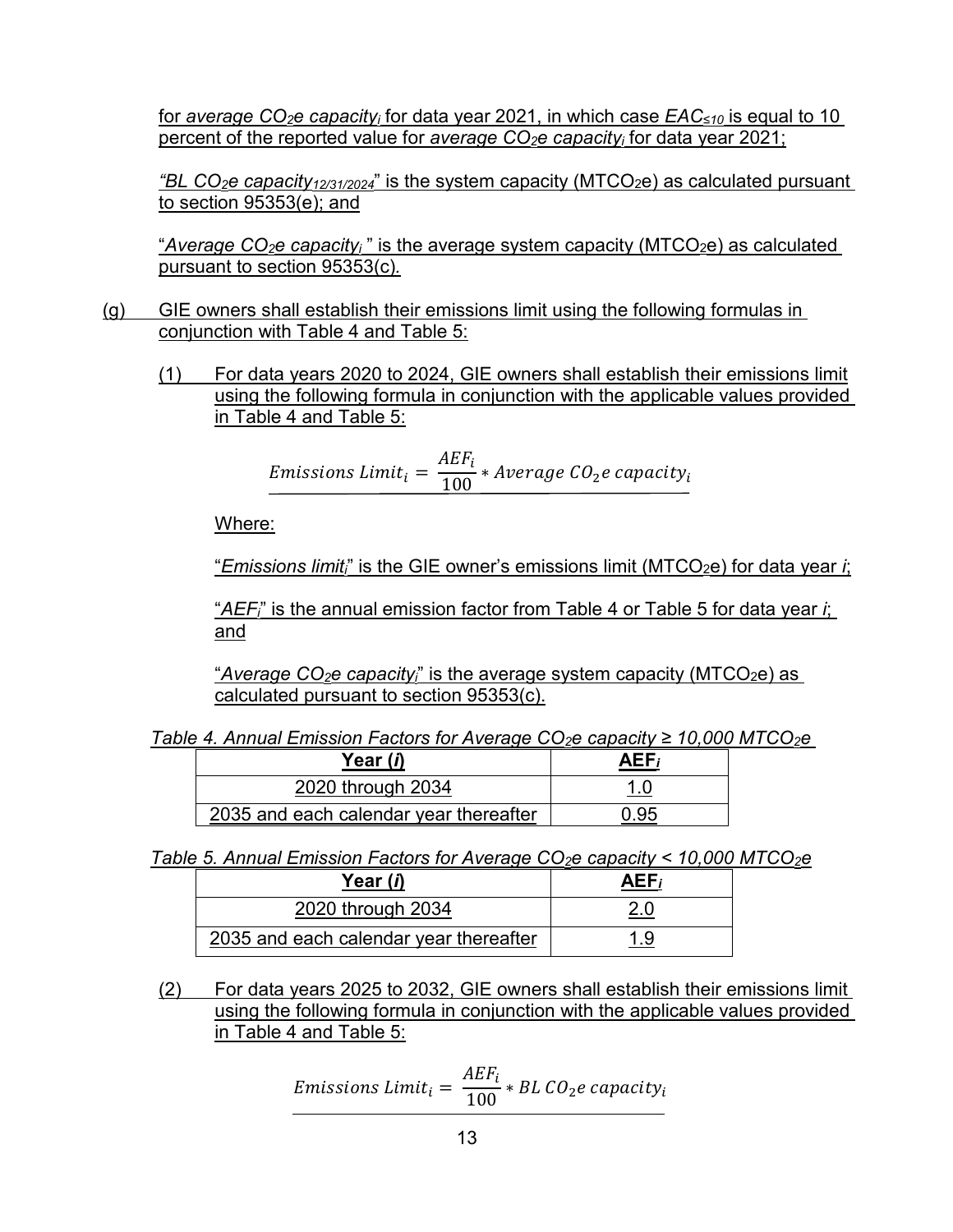for *average* $CO_2e$ *capacity*$_i$ for data year 2021, in which case $EAC_{\leq 10}$ is equal to 10 percent of the reported value for *average* $CO_2e$ *capacity*$_i$ for data year 2021;

"*BL* $CO_2e$ *capacity*$_{12/31/2024}$" is the system capacity ($MTCO_2e$) as calculated pursuant to section 95353(e); and

"*Average* $CO_2e$ *capacity*$_i$" is the average system capacity ($MTCO_2e$) as calculated pursuant to section 95353(c).

(g) GIE owners shall establish their emissions limit using the following formulas in conjunction with Table 4 and Table 5:

(1) For data years 2020 to 2024, GIE owners shall establish their emissions limit using the following formula in conjunction with the applicable values provided in Table 4 and Table 5:

$$Emissions\ Limit_i = \frac{AEF_i}{100} * Average\ CO_2e\ capacity_i$$

Where:

"*Emissions limit*$_i$" is the GIE owner's emissions limit ($MTCO_2e$) for data year *i*;

"$AEF_i$" is the annual emission factor from Table 4 or Table 5 for data year *i*; and

"*Average* $CO_2e$ *capacity*$_i$" is the average system capacity ($MTCO_2e$) as calculated pursuant to section 95353(c).

*Table 4. Annual Emission Factors for Average* $CO_2e$ *capacity* ≥ *10,000* $MTCO_2e$

| Year (*i*) | $AEF_i$ |
|---|---|
| 2020 through 2034 | 1.0 |
| 2035 and each calendar year thereafter | 0.95 |

*Table 5. Annual Emission Factors for Average* $CO_2e$ *capacity* < *10,000* $MTCO_2e$

| Year (*i*) | $AEF_i$ |
|---|---|
| 2020 through 2034 | 2.0 |
| 2035 and each calendar year thereafter | 1.9 |

(2) For data years 2025 to 2032, GIE owners shall establish their emissions limit using the following formula in conjunction with the applicable values provided in Table 4 and Table 5:

$$Emissions\ Limit_i = \frac{AEF_i}{100} * BL\ CO_2e\ capacity_i$$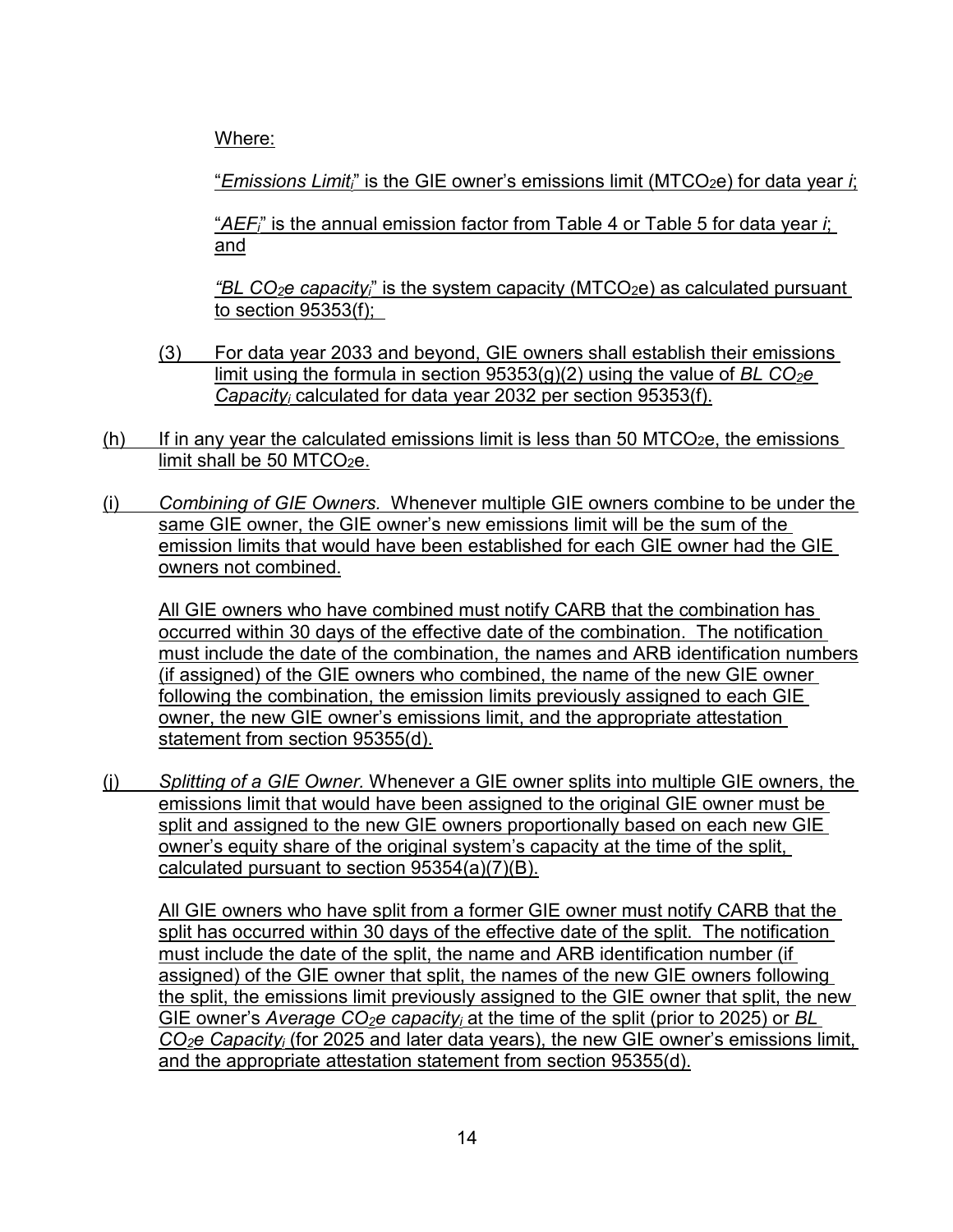Where:

"*Emissions Limit*$_i$" is the GIE owner's emissions limit ($MTCO_2e$) for data year *i*;

"*AEF*$_i$" is the annual emission factor from Table 4 or Table 5 for data year *i*; and

"*BL $CO_2e$ capacity*$_i$" is the system capacity ($MTCO_2e$) as calculated pursuant to section 95353(f);

(3) For data year 2033 and beyond, GIE owners shall establish their emissions limit using the formula in section 95353(g)(2) using the value of *BL $CO_2e$ Capacity*$_i$ calculated for data year 2032 per section 95353(f).

(h) If in any year the calculated emissions limit is less than 50 $MTCO_2e$, the emissions limit shall be 50 $MTCO_2e$.

(i) *Combining of GIE Owners.* Whenever multiple GIE owners combine to be under the same GIE owner, the GIE owner's new emissions limit will be the sum of the emission limits that would have been established for each GIE owner had the GIE owners not combined.

All GIE owners who have combined must notify CARB that the combination has occurred within 30 days of the effective date of the combination. The notification must include the date of the combination, the names and ARB identification numbers (if assigned) of the GIE owners who combined, the name of the new GIE owner following the combination, the emission limits previously assigned to each GIE owner, the new GIE owner's emissions limit, and the appropriate attestation statement from section 95355(d).

(j) *Splitting of a GIE Owner.* Whenever a GIE owner splits into multiple GIE owners, the emissions limit that would have been assigned to the original GIE owner must be split and assigned to the new GIE owners proportionally based on each new GIE owner's equity share of the original system's capacity at the time of the split, calculated pursuant to section 95354(a)(7)(B).

All GIE owners who have split from a former GIE owner must notify CARB that the split has occurred within 30 days of the effective date of the split. The notification must include the date of the split, the name and ARB identification number (if assigned) of the GIE owner that split, the names of the new GIE owners following the split, the emissions limit previously assigned to the GIE owner that split, the new GIE owner's *Average $CO_2e$ capacity*$_i$ at the time of the split (prior to 2025) or *BL $CO_2e$ Capacity*$_i$ (for 2025 and later data years), the new GIE owner's emissions limit, and the appropriate attestation statement from section 95355(d).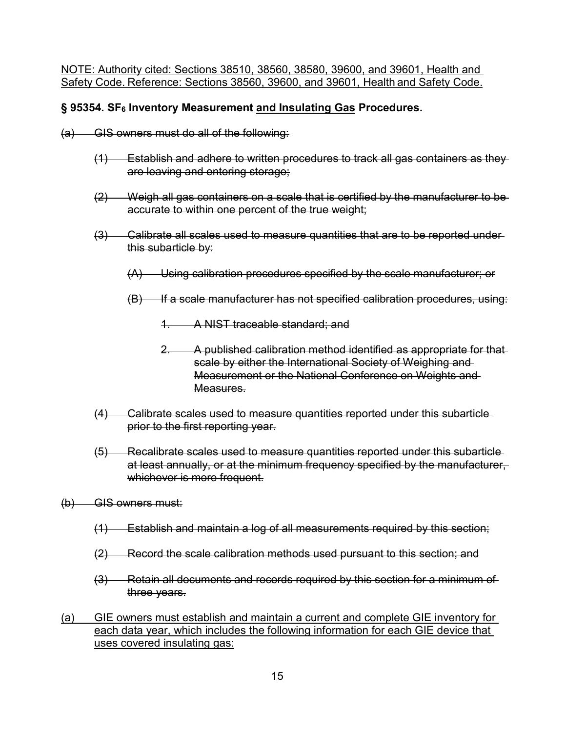<u>NOTE: Authority cited: Sections 38510, 38560, 38580, 39600, and 39601, Health and Safety Code. Reference: Sections 38560, 39600, and 39601, Health and Safety Code.</u>

**§ 95354. ~~$SF_6$~~ Inventory ~~Measurement~~ <u>and Insulating Gas</u> Procedures.**

~~(a) GIS owners must do all of the following:~~

~~(1) Establish and adhere to written procedures to track all gas containers as they are leaving and entering storage;~~

~~(2) Weigh all gas containers on a scale that is certified by the manufacturer to be accurate to within one percent of the true weight;~~

~~(3) Calibrate all scales used to measure quantities that are to be reported under this subarticle by:~~

~~(A) Using calibration procedures specified by the scale manufacturer; or~~

~~(B) If a scale manufacturer has not specified calibration procedures, using:~~

~~1. A NIST traceable standard; and~~

~~2. A published calibration method identified as appropriate for that scale by either the International Society of Weighing and Measurement or the National Conference on Weights and Measures.~~

~~(4) Calibrate scales used to measure quantities reported under this subarticle prior to the first reporting year.~~

~~(5) Recalibrate scales used to measure quantities reported under this subarticle at least annually, or at the minimum frequency specified by the manufacturer, whichever is more frequent.~~

~~(b) GIS owners must:~~

~~(1) Establish and maintain a log of all measurements required by this section;~~

~~(2) Record the scale calibration methods used pursuant to this section; and~~

~~(3) Retain all documents and records required by this section for a minimum of three years.~~

<u>(a) GIE owners must establish and maintain a current and complete GIE inventory for each data year, which includes the following information for each GIE device that uses covered insulating gas:</u>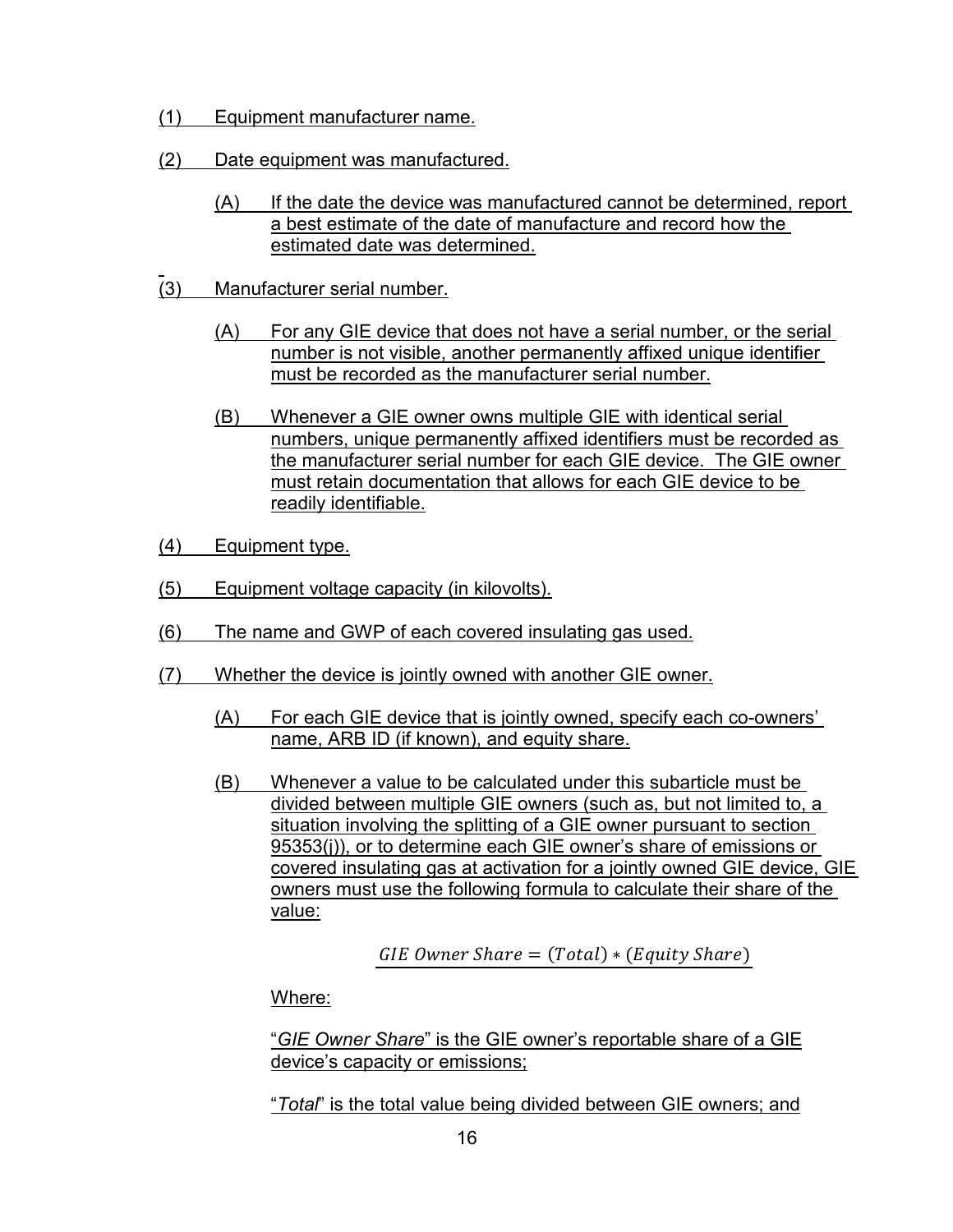(1) Equipment manufacturer name.

(2) Date equipment was manufactured.

   (A) If the date the device was manufactured cannot be determined, report a best estimate of the date of manufacture and record how the estimated date was determined.

(3) Manufacturer serial number.

   (A) For any GIE device that does not have a serial number, or the serial number is not visible, another permanently affixed unique identifier must be recorded as the manufacturer serial number.

   (B) Whenever a GIE owner owns multiple GIE with identical serial numbers, unique permanently affixed identifiers must be recorded as the manufacturer serial number for each GIE device. The GIE owner must retain documentation that allows for each GIE device to be readily identifiable.

(4) Equipment type.

(5) Equipment voltage capacity (in kilovolts).

(6) The name and GWP of each covered insulating gas used.

(7) Whether the device is jointly owned with another GIE owner.

   (A) For each GIE device that is jointly owned, specify each co-owners' name, ARB ID (if known), and equity share.

   (B) Whenever a value to be calculated under this subarticle must be divided between multiple GIE owners (such as, but not limited to, a situation involving the splitting of a GIE owner pursuant to section 95353(j)), or to determine each GIE owner's share of emissions or covered insulating gas at activation for a jointly owned GIE device, GIE owners must use the following formula to calculate their share of the value:

$$GIE\ Owner\ Share = (Total) * (Equity\ Share)$$

   Where:

   "*GIE Owner Share*" is the GIE owner's reportable share of a GIE device's capacity or emissions;

   "*Total*" is the total value being divided between GIE owners; and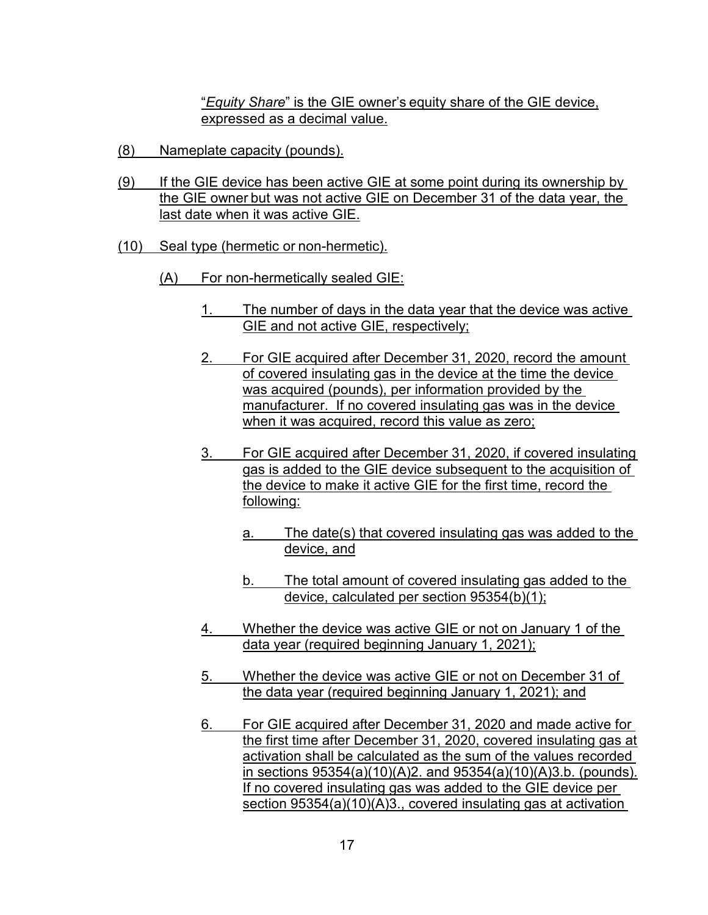"*Equity Share*" is the GIE owner's equity share of the GIE device, expressed as a decimal value.

(8) Nameplate capacity (pounds).

(9) If the GIE device has been active GIE at some point during its ownership by the GIE owner but was not active GIE on December 31 of the data year, the last date when it was active GIE.

(10) Seal type (hermetic or non-hermetic).

(A) For non-hermetically sealed GIE:

1. The number of days in the data year that the device was active GIE and not active GIE, respectively;

2. For GIE acquired after December 31, 2020, record the amount of covered insulating gas in the device at the time the device was acquired (pounds), per information provided by the manufacturer. If no covered insulating gas was in the device when it was acquired, record this value as zero;

3. For GIE acquired after December 31, 2020, if covered insulating gas is added to the GIE device subsequent to the acquisition of the device to make it active GIE for the first time, record the following:

a. The date(s) that covered insulating gas was added to the device, and

b. The total amount of covered insulating gas added to the device, calculated per section 95354(b)(1);

4. Whether the device was active GIE or not on January 1 of the data year (required beginning January 1, 2021);

5. Whether the device was active GIE or not on December 31 of the data year (required beginning January 1, 2021); and

6. For GIE acquired after December 31, 2020 and made active for the first time after December 31, 2020, covered insulating gas at activation shall be calculated as the sum of the values recorded in sections 95354(a)(10)(A)2. and 95354(a)(10)(A)3.b. (pounds). If no covered insulating gas was added to the GIE device per section 95354(a)(10)(A)3., covered insulating gas at activation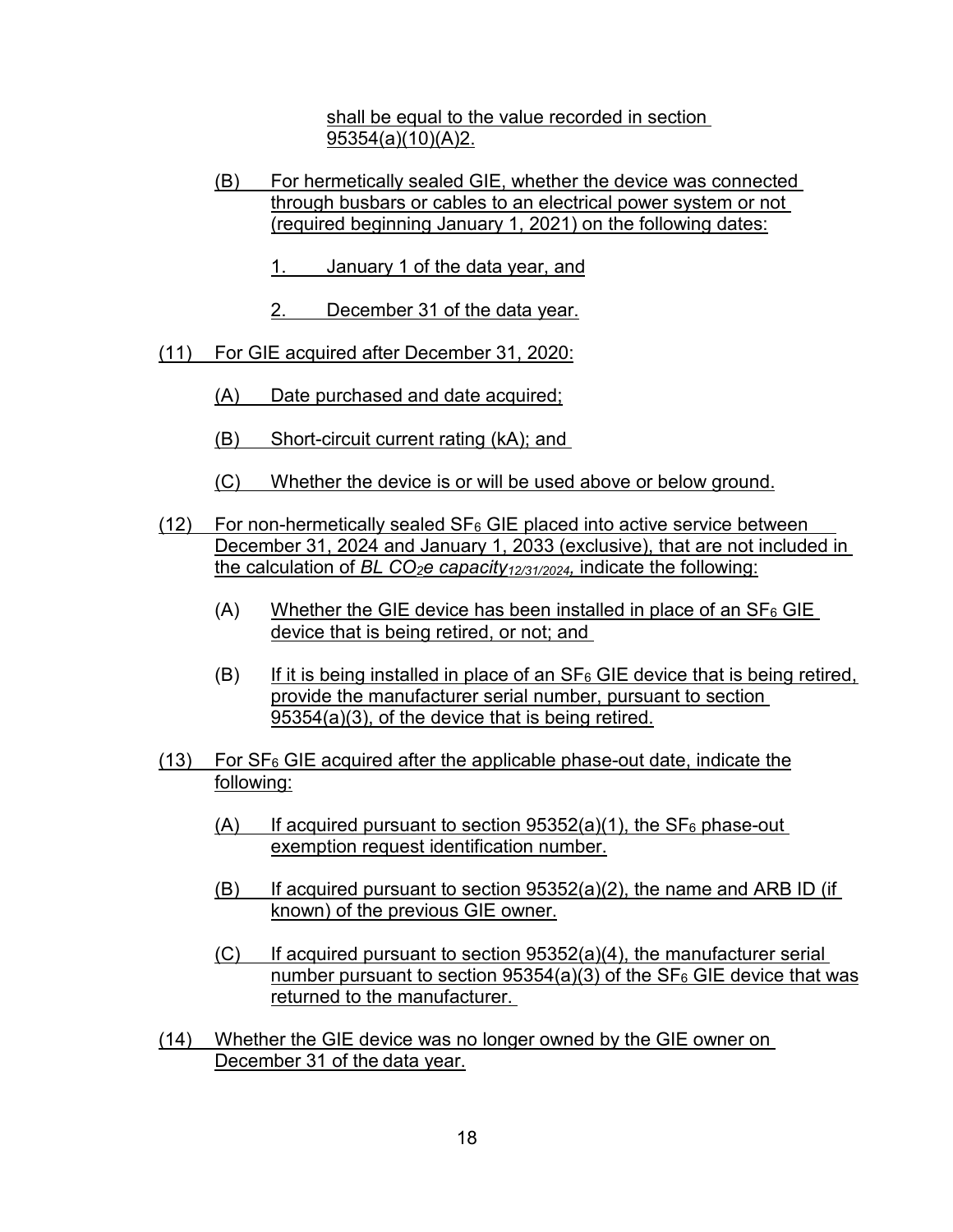shall be equal to the value recorded in section 95354(a)(10)(A)2.

(B) For hermetically sealed GIE, whether the device was connected through busbars or cables to an electrical power system or not (required beginning January 1, 2021) on the following dates:

1. January 1 of the data year, and

2. December 31 of the data year.

(11) For GIE acquired after December 31, 2020:

(A) Date purchased and date acquired;

(B) Short-circuit current rating (kA); and

(C) Whether the device is or will be used above or below ground.

(12) For non-hermetically sealed $SF_6$ GIE placed into active service between December 31, 2024 and January 1, 2033 (exclusive), that are not included in the calculation of $BL\ CO_2e\ capacity_{12/31/2024}$, indicate the following:

(A) Whether the GIE device has been installed in place of an $SF_6$ GIE device that is being retired, or not; and

(B) If it is being installed in place of an $SF_6$ GIE device that is being retired, provide the manufacturer serial number, pursuant to section 95354(a)(3), of the device that is being retired.

(13) For $SF_6$ GIE acquired after the applicable phase-out date, indicate the following:

(A) If acquired pursuant to section 95352(a)(1), the $SF_6$ phase-out exemption request identification number.

(B) If acquired pursuant to section 95352(a)(2), the name and ARB ID (if known) of the previous GIE owner.

(C) If acquired pursuant to section 95352(a)(4), the manufacturer serial number pursuant to section 95354(a)(3) of the $SF_6$ GIE device that was returned to the manufacturer.

(14) Whether the GIE device was no longer owned by the GIE owner on December 31 of the data year.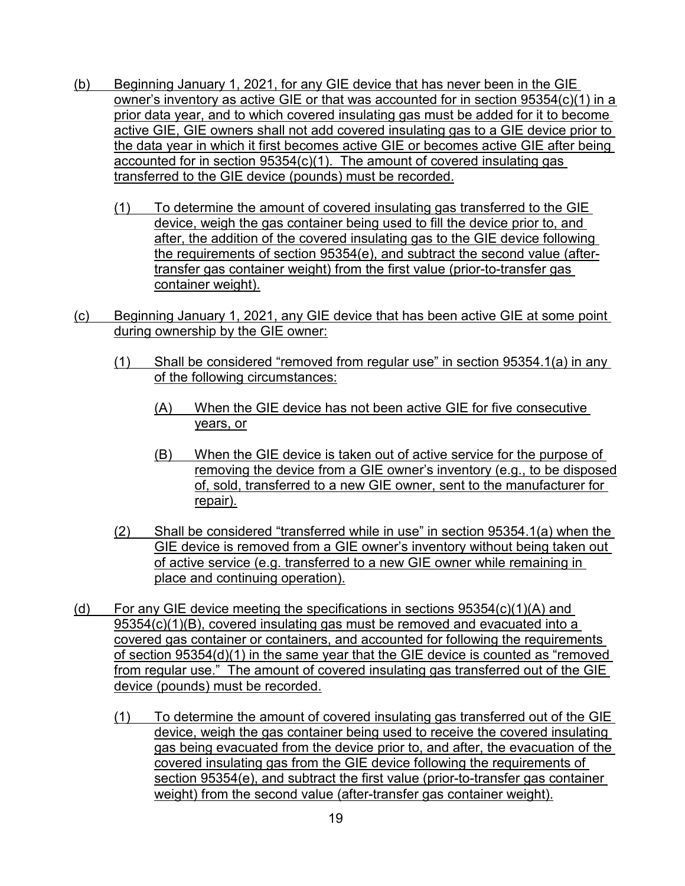(b) Beginning January 1, 2021, for any GIE device that has never been in the GIE owner's inventory as active GIE or that was accounted for in section 95354(c)(1) in a prior data year, and to which covered insulating gas must be added for it to become active GIE, GIE owners shall not add covered insulating gas to a GIE device prior to the data year in which it first becomes active GIE or becomes active GIE after being accounted for in section 95354(c)(1). The amount of covered insulating gas transferred to the GIE device (pounds) must be recorded.

  (1) To determine the amount of covered insulating gas transferred to the GIE device, weigh the gas container being used to fill the device prior to, and after, the addition of the covered insulating gas to the GIE device following the requirements of section 95354(e), and subtract the second value (after-transfer gas container weight) from the first value (prior-to-transfer gas container weight).

(c) Beginning January 1, 2021, any GIE device that has been active GIE at some point during ownership by the GIE owner:

  (1) Shall be considered "removed from regular use" in section 95354.1(a) in any of the following circumstances:

    (A) When the GIE device has not been active GIE for five consecutive years, or

    (B) When the GIE device is taken out of active service for the purpose of removing the device from a GIE owner's inventory (e.g., to be disposed of, sold, transferred to a new GIE owner, sent to the manufacturer for repair).

  (2) Shall be considered "transferred while in use" in section 95354.1(a) when the GIE device is removed from a GIE owner's inventory without being taken out of active service (e.g. transferred to a new GIE owner while remaining in place and continuing operation).

(d) For any GIE device meeting the specifications in sections 95354(c)(1)(A) and 95354(c)(1)(B), covered insulating gas must be removed and evacuated into a covered gas container or containers, and accounted for following the requirements of section 95354(d)(1) in the same year that the GIE device is counted as "removed from regular use." The amount of covered insulating gas transferred out of the GIE device (pounds) must be recorded.

  (1) To determine the amount of covered insulating gas transferred out of the GIE device, weigh the gas container being used to receive the covered insulating gas being evacuated from the device prior to, and after, the evacuation of the covered insulating gas from the GIE device following the requirements of section 95354(e), and subtract the first value (prior-to-transfer gas container weight) from the second value (after-transfer gas container weight).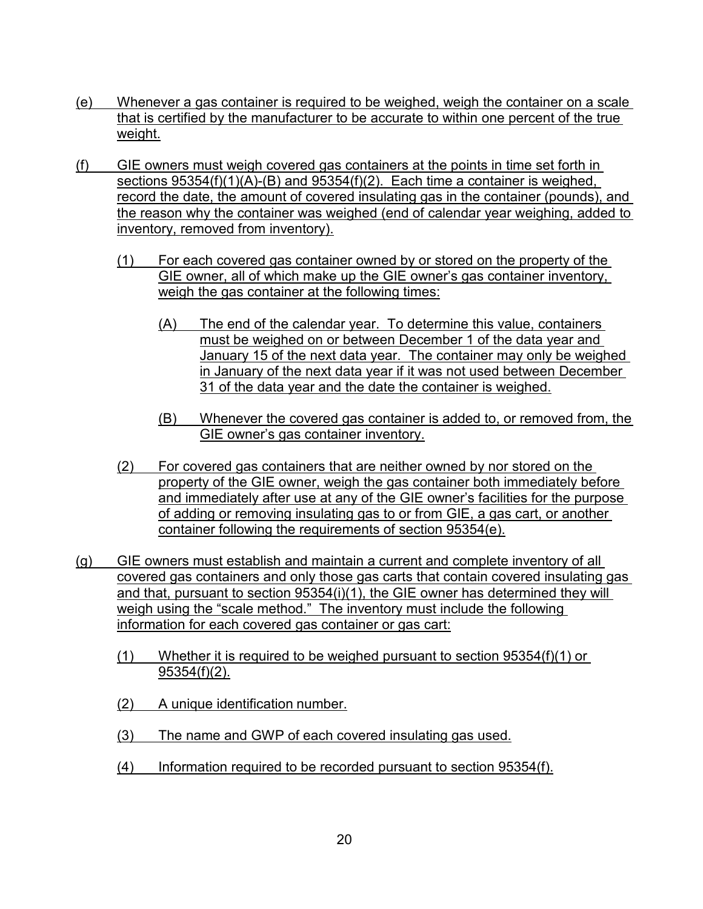(e) Whenever a gas container is required to be weighed, weigh the container on a scale that is certified by the manufacturer to be accurate to within one percent of the true weight.

(f) GIE owners must weigh covered gas containers at the points in time set forth in sections 95354(f)(1)(A)-(B) and 95354(f)(2). Each time a container is weighed, record the date, the amount of covered insulating gas in the container (pounds), and the reason why the container was weighed (end of calendar year weighing, added to inventory, removed from inventory).

 (1) For each covered gas container owned by or stored on the property of the GIE owner, all of which make up the GIE owner's gas container inventory, weigh the gas container at the following times:

  (A) The end of the calendar year. To determine this value, containers must be weighed on or between December 1 of the data year and January 15 of the next data year. The container may only be weighed in January of the next data year if it was not used between December 31 of the data year and the date the container is weighed.

  (B) Whenever the covered gas container is added to, or removed from, the GIE owner's gas container inventory.

 (2) For covered gas containers that are neither owned by nor stored on the property of the GIE owner, weigh the gas container both immediately before and immediately after use at any of the GIE owner's facilities for the purpose of adding or removing insulating gas to or from GIE, a gas cart, or another container following the requirements of section 95354(e).

(g) GIE owners must establish and maintain a current and complete inventory of all covered gas containers and only those gas carts that contain covered insulating gas and that, pursuant to section 95354(i)(1), the GIE owner has determined they will weigh using the "scale method." The inventory must include the following information for each covered gas container or gas cart:

 (1) Whether it is required to be weighed pursuant to section 95354(f)(1) or 95354(f)(2).

 (2) A unique identification number.

 (3) The name and GWP of each covered insulating gas used.

 (4) Information required to be recorded pursuant to section 95354(f).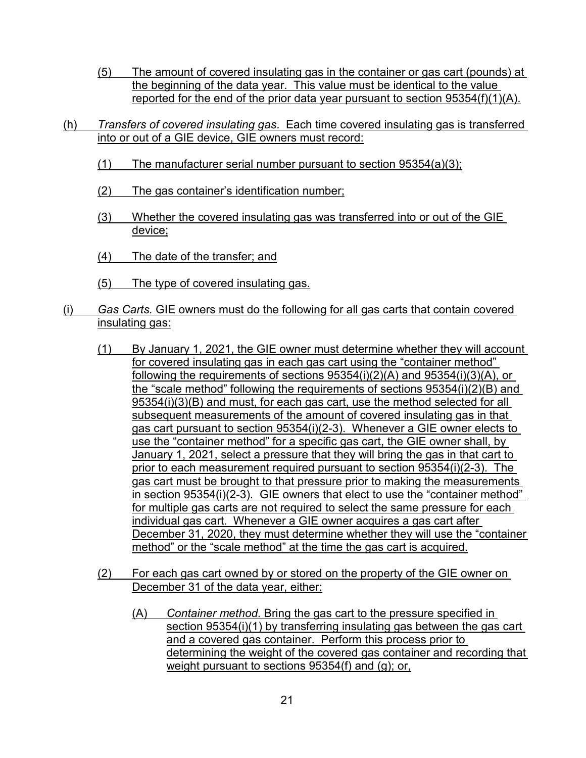(5) The amount of covered insulating gas in the container or gas cart (pounds) at the beginning of the data year. This value must be identical to the value reported for the end of the prior data year pursuant to section 95354(f)(1)(A).

(h) *Transfers of covered insulating gas*. Each time covered insulating gas is transferred into or out of a GIE device, GIE owners must record:

(1) The manufacturer serial number pursuant to section 95354(a)(3);

(2) The gas container's identification number;

(3) Whether the covered insulating gas was transferred into or out of the GIE device;

(4) The date of the transfer; and

(5) The type of covered insulating gas.

(i) *Gas Carts.* GIE owners must do the following for all gas carts that contain covered insulating gas:

(1) By January 1, 2021, the GIE owner must determine whether they will account for covered insulating gas in each gas cart using the "container method" following the requirements of sections 95354(i)(2)(A) and 95354(i)(3)(A), or the "scale method" following the requirements of sections 95354(i)(2)(B) and 95354(i)(3)(B) and must, for each gas cart, use the method selected for all subsequent measurements of the amount of covered insulating gas in that gas cart pursuant to section 95354(i)(2-3). Whenever a GIE owner elects to use the "container method" for a specific gas cart, the GIE owner shall, by January 1, 2021, select a pressure that they will bring the gas in that cart to prior to each measurement required pursuant to section 95354(i)(2-3). The gas cart must be brought to that pressure prior to making the measurements in section 95354(i)(2-3). GIE owners that elect to use the "container method" for multiple gas carts are not required to select the same pressure for each individual gas cart. Whenever a GIE owner acquires a gas cart after December 31, 2020, they must determine whether they will use the "container method" or the "scale method" at the time the gas cart is acquired.

(2) For each gas cart owned by or stored on the property of the GIE owner on December 31 of the data year, either:

(A) *Container method.* Bring the gas cart to the pressure specified in section 95354(i)(1) by transferring insulating gas between the gas cart and a covered gas container. Perform this process prior to determining the weight of the covered gas container and recording that weight pursuant to sections 95354(f) and (g); or,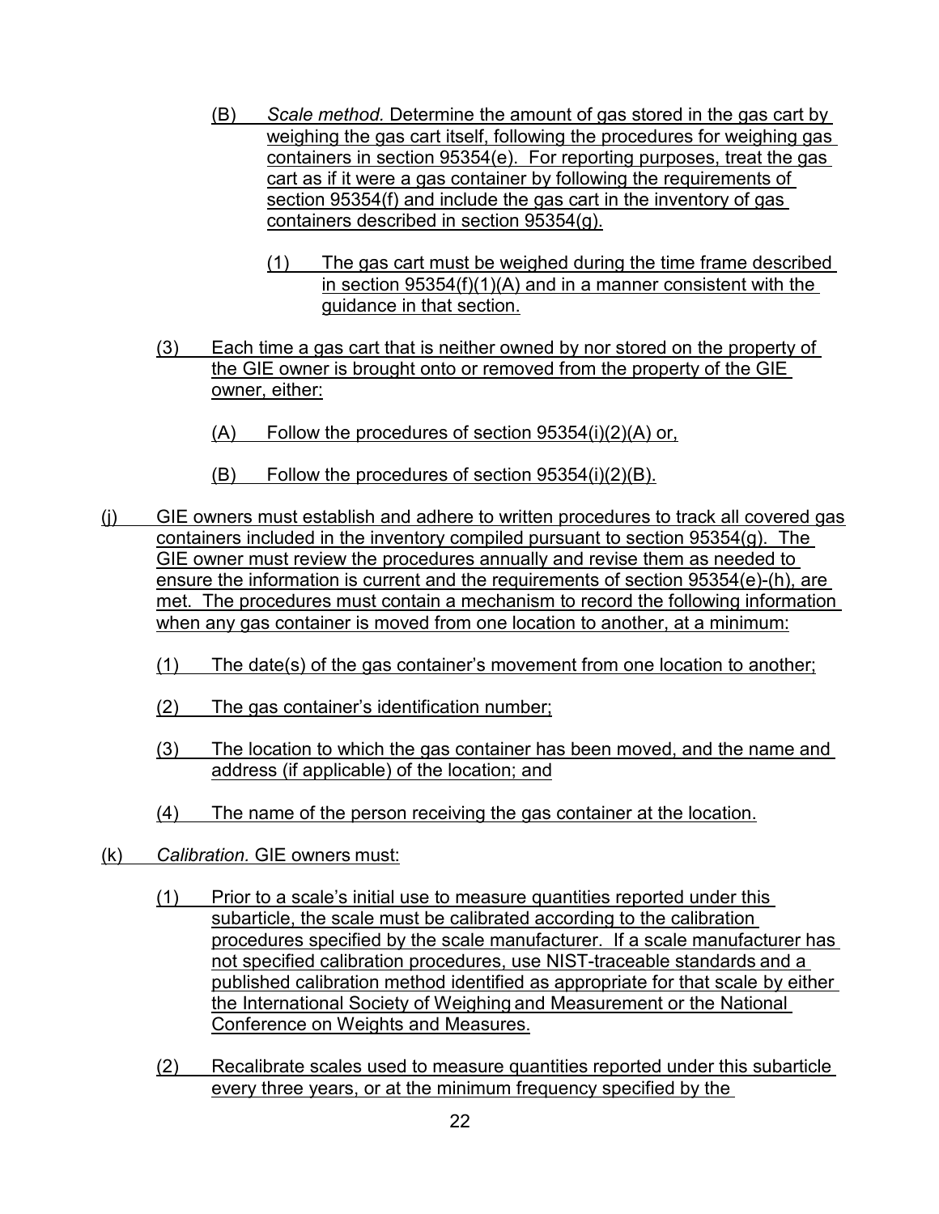(B) *Scale method.* Determine the amount of gas stored in the gas cart by weighing the gas cart itself, following the procedures for weighing gas containers in section 95354(e). For reporting purposes, treat the gas cart as if it were a gas container by following the requirements of section 95354(f) and include the gas cart in the inventory of gas containers described in section 95354(g).

(1) The gas cart must be weighed during the time frame described in section 95354(f)(1)(A) and in a manner consistent with the guidance in that section.

(3) Each time a gas cart that is neither owned by nor stored on the property of the GIE owner is brought onto or removed from the property of the GIE owner, either:

(A) Follow the procedures of section 95354(i)(2)(A) or,

(B) Follow the procedures of section 95354(i)(2)(B).

(j) GIE owners must establish and adhere to written procedures to track all covered gas containers included in the inventory compiled pursuant to section 95354(g). The GIE owner must review the procedures annually and revise them as needed to ensure the information is current and the requirements of section 95354(e)-(h), are met. The procedures must contain a mechanism to record the following information when any gas container is moved from one location to another, at a minimum:

(1) The date(s) of the gas container's movement from one location to another;

(2) The gas container's identification number;

(3) The location to which the gas container has been moved, and the name and address (if applicable) of the location; and

(4) The name of the person receiving the gas container at the location.

(k) *Calibration.* GIE owners must:

(1) Prior to a scale's initial use to measure quantities reported under this subarticle, the scale must be calibrated according to the calibration procedures specified by the scale manufacturer. If a scale manufacturer has not specified calibration procedures, use NIST-traceable standards and a published calibration method identified as appropriate for that scale by either the International Society of Weighing and Measurement or the National Conference on Weights and Measures.

(2) Recalibrate scales used to measure quantities reported under this subarticle every three years, or at the minimum frequency specified by the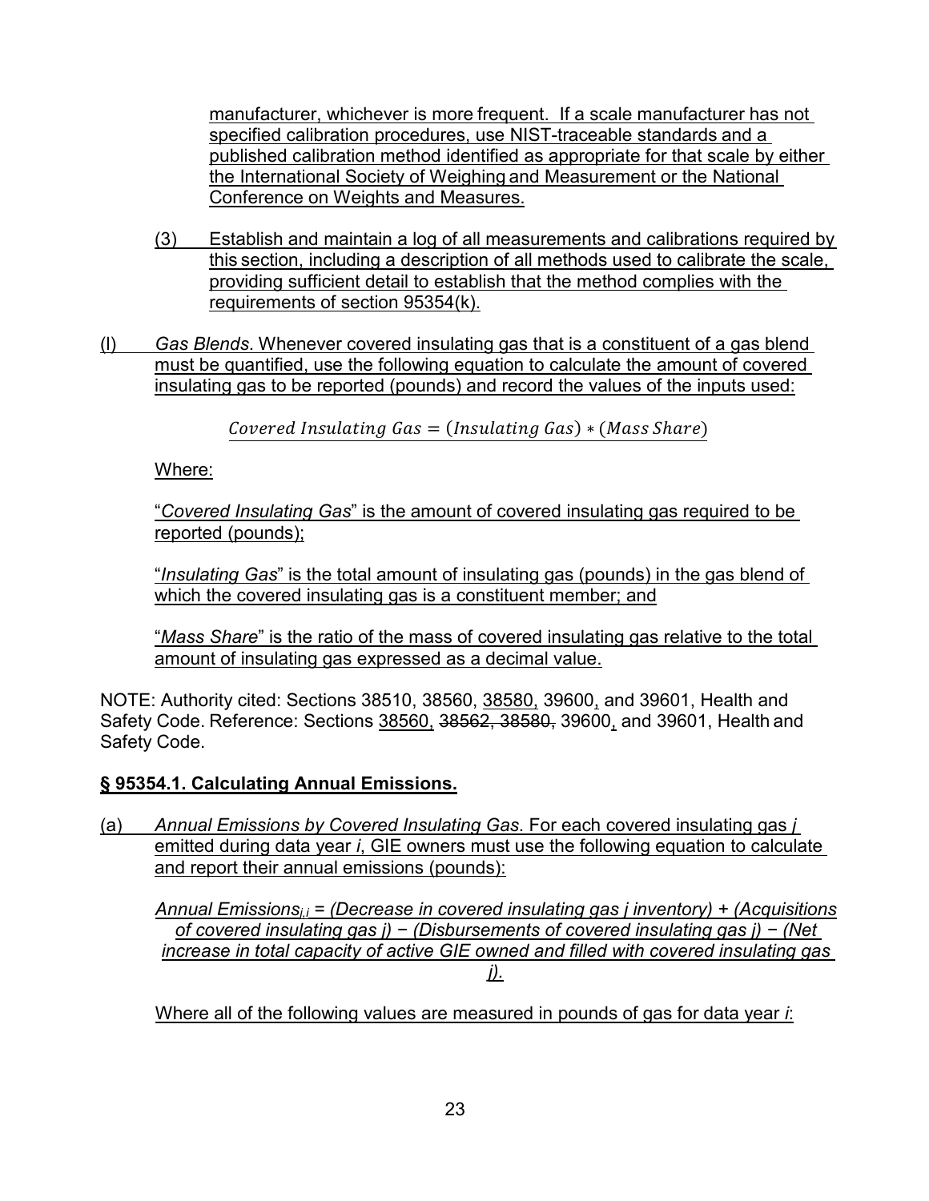manufacturer, whichever is more frequent. If a scale manufacturer has not specified calibration procedures, use NIST-traceable standards and a published calibration method identified as appropriate for that scale by either the International Society of Weighing and Measurement or the National Conference on Weights and Measures.

(3) Establish and maintain a log of all measurements and calibrations required by this section, including a description of all methods used to calibrate the scale, providing sufficient detail to establish that the method complies with the requirements of section 95354(k).

(l) *Gas Blends*. Whenever covered insulating gas that is a constituent of a gas blend must be quantified, use the following equation to calculate the amount of covered insulating gas to be reported (pounds) and record the values of the inputs used:

$$Covered\ Insulating\ Gas = (Insulating\ Gas) * (Mass\ Share)$$

Where:

"*Covered Insulating Gas*" is the amount of covered insulating gas required to be reported (pounds);

"*Insulating Gas*" is the total amount of insulating gas (pounds) in the gas blend of which the covered insulating gas is a constituent member; and

"*Mass Share*" is the ratio of the mass of covered insulating gas relative to the total amount of insulating gas expressed as a decimal value.

NOTE: Authority cited: Sections 38510, 38560, 38580, 39600, and 39601, Health and Safety Code. Reference: Sections 38560, ~~38562, 38580,~~ 39600, and 39601, Health and Safety Code.

## § 95354.1. Calculating Annual Emissions.

(a) *Annual Emissions by Covered Insulating Gas*. For each covered insulating gas *j* emitted during data year *i*, GIE owners must use the following equation to calculate and report their annual emissions (pounds):

$$Annual\ Emissions_{j,i} = (Decrease\ in\ covered\ insulating\ gas\ j\ inventory) + (Acquisitions\ of\ covered\ insulating\ gas\ j) - (Disbursements\ of\ covered\ insulating\ gas\ j) - (Net\ increase\ in\ total\ capacity\ of\ active\ GIE\ owned\ and\ filled\ with\ covered\ insulating\ gas\ j).$$

Where all of the following values are measured in pounds of gas for data year *i*: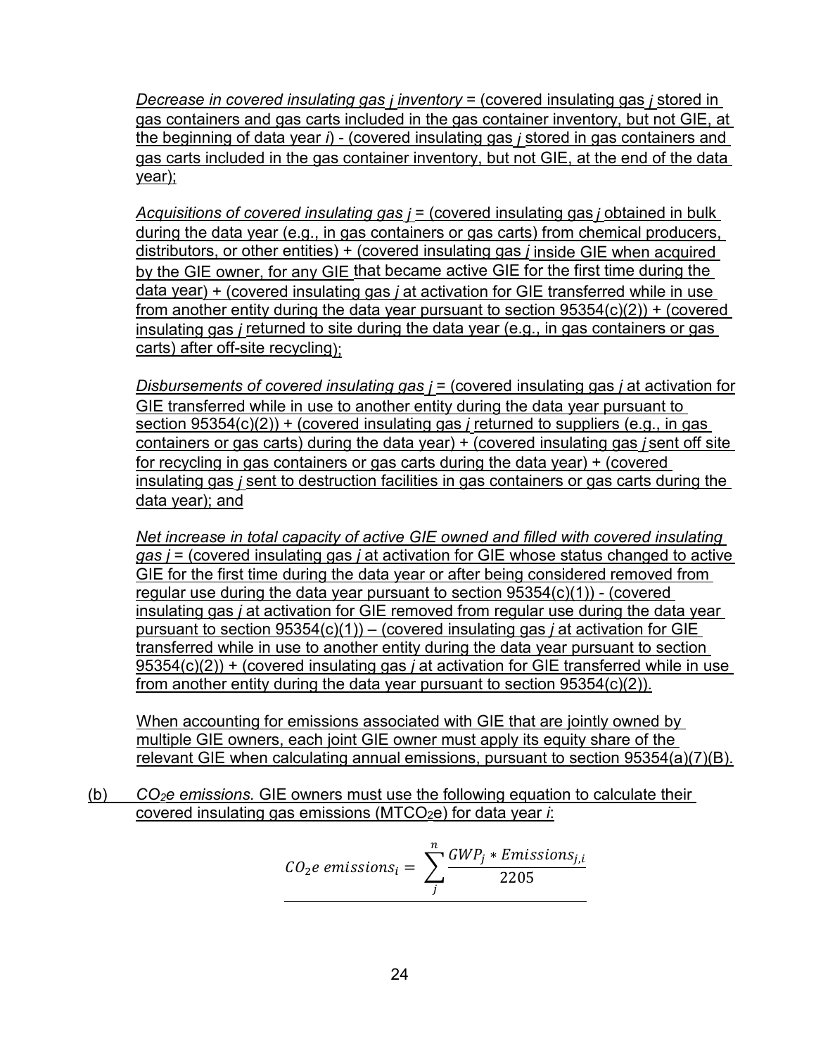*Decrease in covered insulating gas j inventory* = (covered insulating gas *j* stored in gas containers and gas carts included in the gas container inventory, but not GIE, at the beginning of data year *i*) - (covered insulating gas *j* stored in gas containers and gas carts included in the gas container inventory, but not GIE, at the end of the data year);

*Acquisitions of covered insulating gas j* = (covered insulating gas *j* obtained in bulk during the data year (e.g., in gas containers or gas carts) from chemical producers, distributors, or other entities) + (covered insulating gas *j* inside GIE when acquired by the GIE owner, for any GIE that became active GIE for the first time during the data year) + (covered insulating gas *j* at activation for GIE transferred while in use from another entity during the data year pursuant to section 95354(c)(2)) + (covered insulating gas *j* returned to site during the data year (e.g., in gas containers or gas carts) after off-site recycling);

*Disbursements of covered insulating gas j* = (covered insulating gas *j* at activation for GIE transferred while in use to another entity during the data year pursuant to section 95354(c)(2)) + (covered insulating gas *j* returned to suppliers (e.g., in gas containers or gas carts) during the data year) + (covered insulating gas *j* sent off site for recycling in gas containers or gas carts during the data year) + (covered insulating gas *j* sent to destruction facilities in gas containers or gas carts during the data year); and

*Net increase in total capacity of active GIE owned and filled with covered insulating gas j* = (covered insulating gas *j* at activation for GIE whose status changed to active GIE for the first time during the data year or after being considered removed from regular use during the data year pursuant to section 95354(c)(1)) - (covered insulating gas *j* at activation for GIE removed from regular use during the data year pursuant to section 95354(c)(1)) – (covered insulating gas *j* at activation for GIE transferred while in use to another entity during the data year pursuant to section 95354(c)(2)) + (covered insulating gas *j* at activation for GIE transferred while in use from another entity during the data year pursuant to section 95354(c)(2)).

When accounting for emissions associated with GIE that are jointly owned by multiple GIE owners, each joint GIE owner must apply its equity share of the relevant GIE when calculating annual emissions, pursuant to section 95354(a)(7)(B).

(b) *$CO_2$e emissions.* GIE owners must use the following equation to calculate their covered insulating gas emissions ($MTCO_2e$) for data year *i*:

$$CO_2e\ emissions_i = \sum_{j}^{n} \frac{GWP_j * Emissions_{j,i}}{2205}$$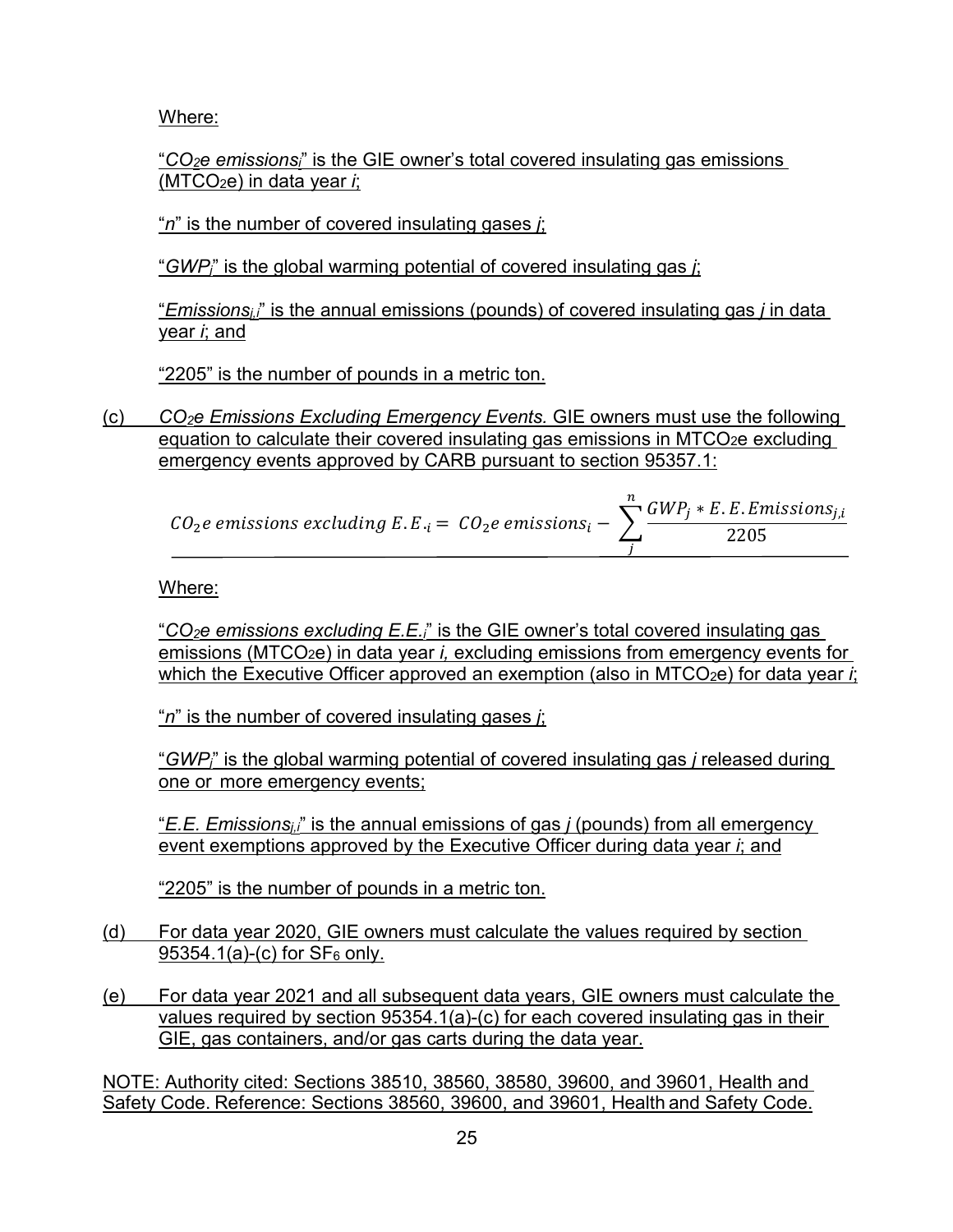Where:

"*$CO_2e$ emissions$_i$*" is the GIE owner's total covered insulating gas emissions ($MTCO_2e$) in data year *i*;

"*n*" is the number of covered insulating gases *j*;

"*$GWP_j$*" is the global warming potential of covered insulating gas *j*;

"*$Emissions_{j,i}$*" is the annual emissions (pounds) of covered insulating gas *j* in data year *i*; and

"2205" is the number of pounds in a metric ton.

(c) *$CO_2e$ Emissions Excluding Emergency Events.* GIE owners must use the following equation to calculate their covered insulating gas emissions in $MTCO_2e$ excluding emergency events approved by CARB pursuant to section 95357.1:

$$CO_2e\ emissions\ excluding\ E.E._i = CO_2e\ emissions_i - \sum_{j}^{n} \frac{GWP_j * E.E.Emissions_{j,i}}{2205}$$

Where:

"*$CO_2e$ emissions excluding E.E.$_i$*" is the GIE owner's total covered insulating gas emissions ($MTCO_2e$) in data year *i,* excluding emissions from emergency events for which the Executive Officer approved an exemption (also in $MTCO_2e$) for data year *i*;

"*n*" is the number of covered insulating gases *j*;

"*$GWP_j$*" is the global warming potential of covered insulating gas *j* released during one or more emergency events;

"*E.E. Emissions$_{j,i}$*" is the annual emissions of gas *j* (pounds) from all emergency event exemptions approved by the Executive Officer during data year *i*; and

"2205" is the number of pounds in a metric ton.

(d) For data year 2020, GIE owners must calculate the values required by section 95354.1(a)-(c) for $SF_6$ only.

(e) For data year 2021 and all subsequent data years, GIE owners must calculate the values required by section 95354.1(a)-(c) for each covered insulating gas in their GIE, gas containers, and/or gas carts during the data year.

NOTE: Authority cited: Sections 38510, 38560, 38580, 39600, and 39601, Health and Safety Code. Reference: Sections 38560, 39600, and 39601, Health and Safety Code.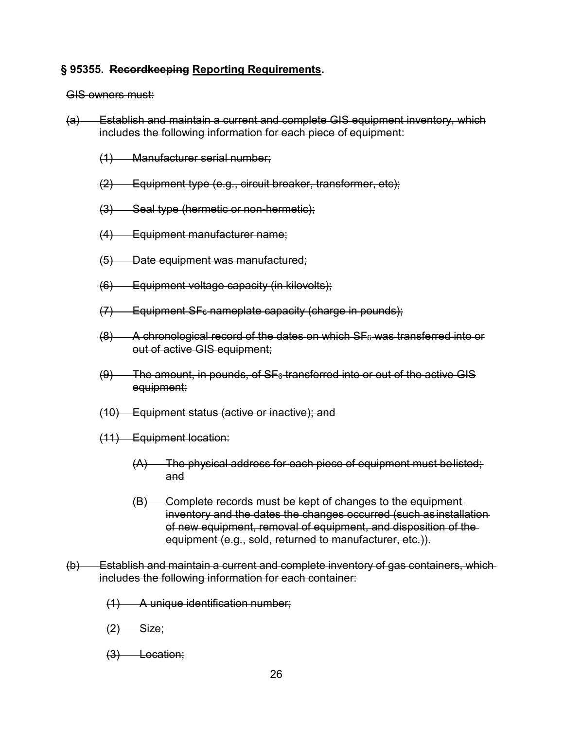## § 95355. ~~Recordkeeping~~ <u>Reporting Requirements</u>.

~~GIS owners must:~~

~~(a) Establish and maintain a current and complete GIS equipment inventory, which includes the following information for each piece of equipment:~~

~~(1) Manufacturer serial number;~~

~~(2) Equipment type (e.g., circuit breaker, transformer, etc);~~

~~(3) Seal type (hermetic or non-hermetic);~~

~~(4) Equipment manufacturer name;~~

~~(5) Date equipment was manufactured;~~

~~(6) Equipment voltage capacity (in kilovolts);~~

~~(7) Equipment $SF_6$ nameplate capacity (charge in pounds);~~

~~(8) A chronological record of the dates on which $SF_6$ was transferred into or out of active GIS equipment;~~

~~(9) The amount, in pounds, of $SF_6$ transferred into or out of the active GIS equipment;~~

~~(10) Equipment status (active or inactive); and~~

~~(11) Equipment location:~~

~~(A) The physical address for each piece of equipment must be listed; and~~

~~(B) Complete records must be kept of changes to the equipment inventory and the dates the changes occurred (such as installation of new equipment, removal of equipment, and disposition of the equipment (e.g., sold, returned to manufacturer, etc.)).~~

~~(b) Establish and maintain a current and complete inventory of gas containers, which includes the following information for each container:~~

~~(1) A unique identification number;~~

~~(2) Size;~~

~~(3) Location;~~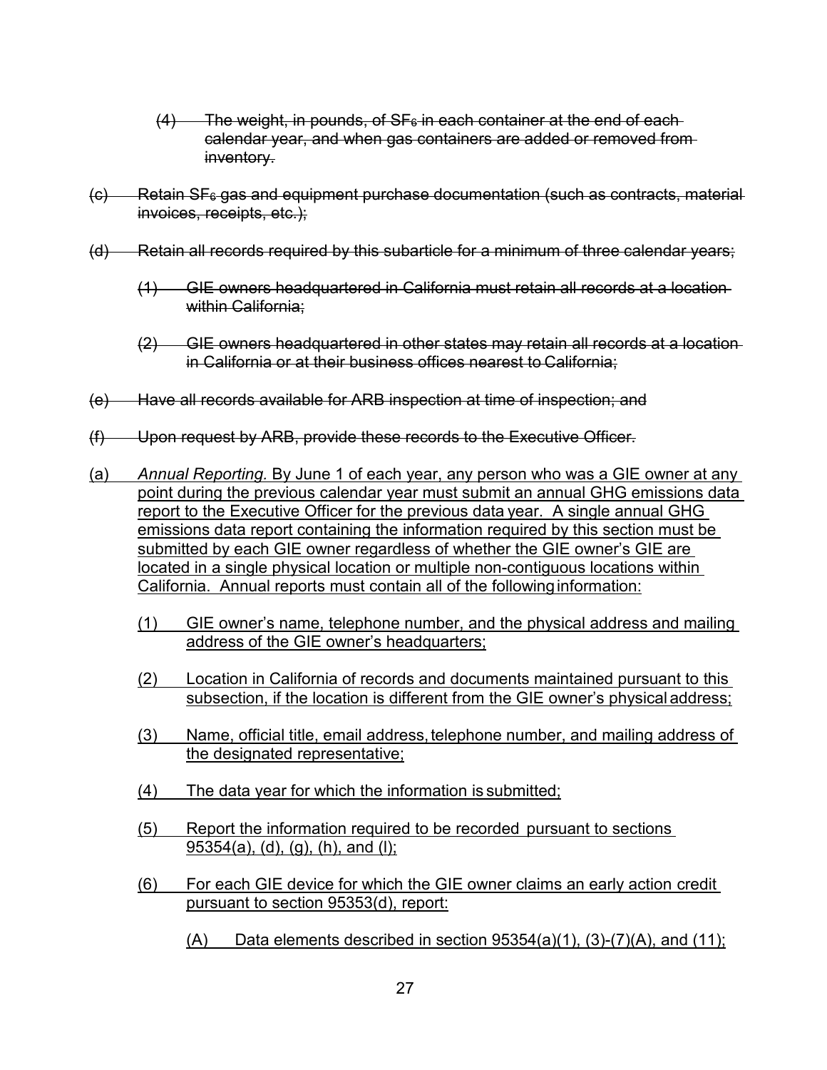~~(4) The weight, in pounds, of $SF_6$ in each container at the end of each calendar year, and when gas containers are added or removed from inventory.~~

~~(c) Retain $SF_6$ gas and equipment purchase documentation (such as contracts, material invoices, receipts, etc.);~~

~~(d) Retain all records required by this subarticle for a minimum of three calendar years;~~

~~(1) GIE owners headquartered in California must retain all records at a location within California;~~

~~(2) GIE owners headquartered in other states may retain all records at a location in California or at their business offices nearest to California;~~

~~(e) Have all records available for ARB inspection at time of inspection; and~~

~~(f) Upon request by ARB, provide these records to the Executive Officer.~~

<u>(a) *Annual Reporting.* By June 1 of each year, any person who was a GIE owner at any point during the previous calendar year must submit an annual GHG emissions data report to the Executive Officer for the previous data year. A single annual GHG emissions data report containing the information required by this section must be submitted by each GIE owner regardless of whether the GIE owner's GIE are located in a single physical location or multiple non-contiguous locations within California. Annual reports must contain all of the following information:</u>

<u>(1) GIE owner's name, telephone number, and the physical address and mailing address of the GIE owner's headquarters;</u>

<u>(2) Location in California of records and documents maintained pursuant to this subsection, if the location is different from the GIE owner's physical address;</u>

<u>(3) Name, official title, email address, telephone number, and mailing address of the designated representative;</u>

<u>(4) The data year for which the information is submitted;</u>

<u>(5) Report the information required to be recorded pursuant to sections 95354(a), (d), (g), (h), and (l);</u>

<u>(6) For each GIE device for which the GIE owner claims an early action credit pursuant to section 95353(d), report:</u>

<u>(A) Data elements described in section 95354(a)(1), (3)-(7)(A), and (11);</u>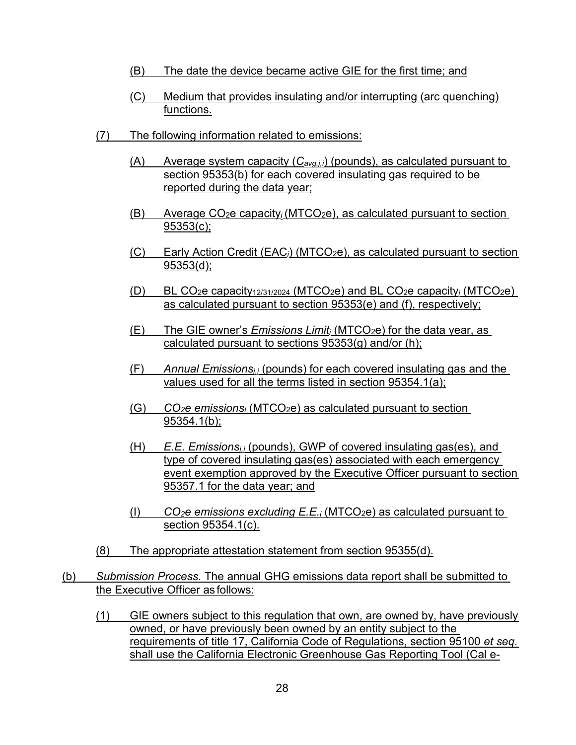(B) The date the device became active GIE for the first time; and

(C) Medium that provides insulating and/or interrupting (arc quenching) functions.

(7) The following information related to emissions:

(A) Average system capacity ($C_{avg,j,i}$) (pounds), as calculated pursuant to section 95353(b) for each covered insulating gas required to be reported during the data year;

(B) Average $CO_2$e capacity$_i$ ($MTCO_2$e), as calculated pursuant to section 95353(c);

(C) Early Action Credit ($EAC_i$) ($MTCO_2$e), as calculated pursuant to section 95353(d);

(D) BL $CO_2$e capacity$_{12/31/2024}$ ($MTCO_2$e) and BL $CO_2$e capacity$_i$ ($MTCO_2$e) as calculated pursuant to section 95353(e) and (f), respectively;

(E) The GIE owner's *Emissions Limit$_i$* ($MTCO_2$e) for the data year, as calculated pursuant to sections 95353(g) and/or (h);

(F) *Annual Emissions$_{j,i}$* (pounds) for each covered insulating gas and the values used for all the terms listed in section 95354.1(a);

(G) *$CO_2$e emissions$_i$* ($MTCO_2$e) as calculated pursuant to section 95354.1(b);

(H) *E.E. Emissions$_{j,i}$* (pounds), GWP of covered insulating gas(es), and type of covered insulating gas(es) associated with each emergency event exemption approved by the Executive Officer pursuant to section 95357.1 for the data year; and

(I) *$CO_2$e emissions excluding E.E.$_i$* ($MTCO_2$e) as calculated pursuant to section 95354.1(c).

(8) The appropriate attestation statement from section 95355(d).

(b) *Submission Process.* The annual GHG emissions data report shall be submitted to the Executive Officer as follows:

(1) GIE owners subject to this regulation that own, are owned by, have previously owned, or have previously been owned by an entity subject to the requirements of title 17, California Code of Regulations, section 95100 *et seq.* shall use the California Electronic Greenhouse Gas Reporting Tool (Cal e-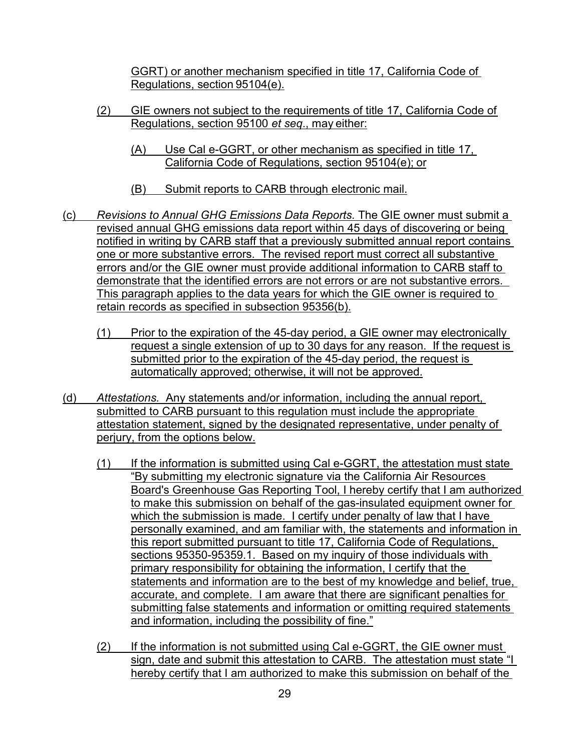GGRT) or another mechanism specified in title 17, California Code of Regulations, section 95104(e).

(2) GIE owners not subject to the requirements of title 17, California Code of Regulations, section 95100 *et seq.*, may either:

(A) Use Cal e-GGRT, or other mechanism as specified in title 17, California Code of Regulations, section 95104(e); or

(B) Submit reports to CARB through electronic mail.

(c) *Revisions to Annual GHG Emissions Data Reports.* The GIE owner must submit a revised annual GHG emissions data report within 45 days of discovering or being notified in writing by CARB staff that a previously submitted annual report contains one or more substantive errors. The revised report must correct all substantive errors and/or the GIE owner must provide additional information to CARB staff to demonstrate that the identified errors are not errors or are not substantive errors. This paragraph applies to the data years for which the GIE owner is required to retain records as specified in subsection 95356(b).

(1) Prior to the expiration of the 45-day period, a GIE owner may electronically request a single extension of up to 30 days for any reason. If the request is submitted prior to the expiration of the 45-day period, the request is automatically approved; otherwise, it will not be approved.

(d) *Attestations.* Any statements and/or information, including the annual report, submitted to CARB pursuant to this regulation must include the appropriate attestation statement, signed by the designated representative, under penalty of perjury, from the options below.

(1) If the information is submitted using Cal e-GGRT, the attestation must state "By submitting my electronic signature via the California Air Resources Board's Greenhouse Gas Reporting Tool, I hereby certify that I am authorized to make this submission on behalf of the gas-insulated equipment owner for which the submission is made. I certify under penalty of law that I have personally examined, and am familiar with, the statements and information in this report submitted pursuant to title 17, California Code of Regulations, sections 95350-95359.1. Based on my inquiry of those individuals with primary responsibility for obtaining the information, I certify that the statements and information are to the best of my knowledge and belief, true, accurate, and complete. I am aware that there are significant penalties for submitting false statements and information or omitting required statements and information, including the possibility of fine."

(2) If the information is not submitted using Cal e-GGRT, the GIE owner must sign, date and submit this attestation to CARB. The attestation must state "I hereby certify that I am authorized to make this submission on behalf of the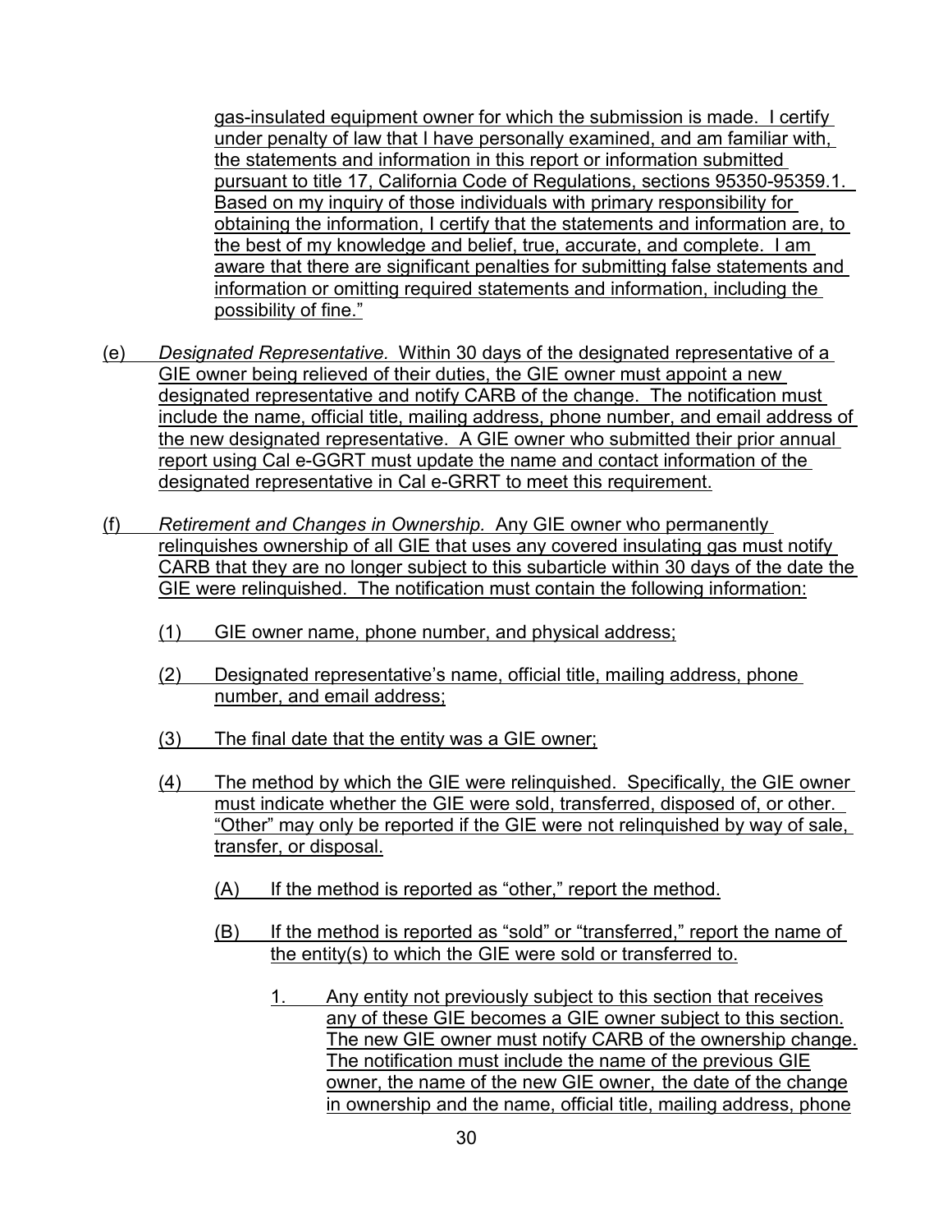gas-insulated equipment owner for which the submission is made. I certify under penalty of law that I have personally examined, and am familiar with, the statements and information in this report or information submitted pursuant to title 17, California Code of Regulations, sections 95350-95359.1. Based on my inquiry of those individuals with primary responsibility for obtaining the information, I certify that the statements and information are, to the best of my knowledge and belief, true, accurate, and complete. I am aware that there are significant penalties for submitting false statements and information or omitting required statements and information, including the possibility of fine."

(e) *Designated Representative.* Within 30 days of the designated representative of a GIE owner being relieved of their duties, the GIE owner must appoint a new designated representative and notify CARB of the change. The notification must include the name, official title, mailing address, phone number, and email address of the new designated representative. A GIE owner who submitted their prior annual report using Cal e-GGRT must update the name and contact information of the designated representative in Cal e-GRRT to meet this requirement.

(f) *Retirement and Changes in Ownership.* Any GIE owner who permanently relinquishes ownership of all GIE that uses any covered insulating gas must notify CARB that they are no longer subject to this subarticle within 30 days of the date the GIE were relinquished. The notification must contain the following information:

(1) GIE owner name, phone number, and physical address;

(2) Designated representative's name, official title, mailing address, phone number, and email address;

(3) The final date that the entity was a GIE owner;

(4) The method by which the GIE were relinquished. Specifically, the GIE owner must indicate whether the GIE were sold, transferred, disposed of, or other. "Other" may only be reported if the GIE were not relinquished by way of sale, transfer, or disposal.

(A) If the method is reported as "other," report the method.

(B) If the method is reported as "sold" or "transferred," report the name of the entity(s) to which the GIE were sold or transferred to.

1. Any entity not previously subject to this section that receives any of these GIE becomes a GIE owner subject to this section. The new GIE owner must notify CARB of the ownership change. The notification must include the name of the previous GIE owner, the name of the new GIE owner, the date of the change in ownership and the name, official title, mailing address, phone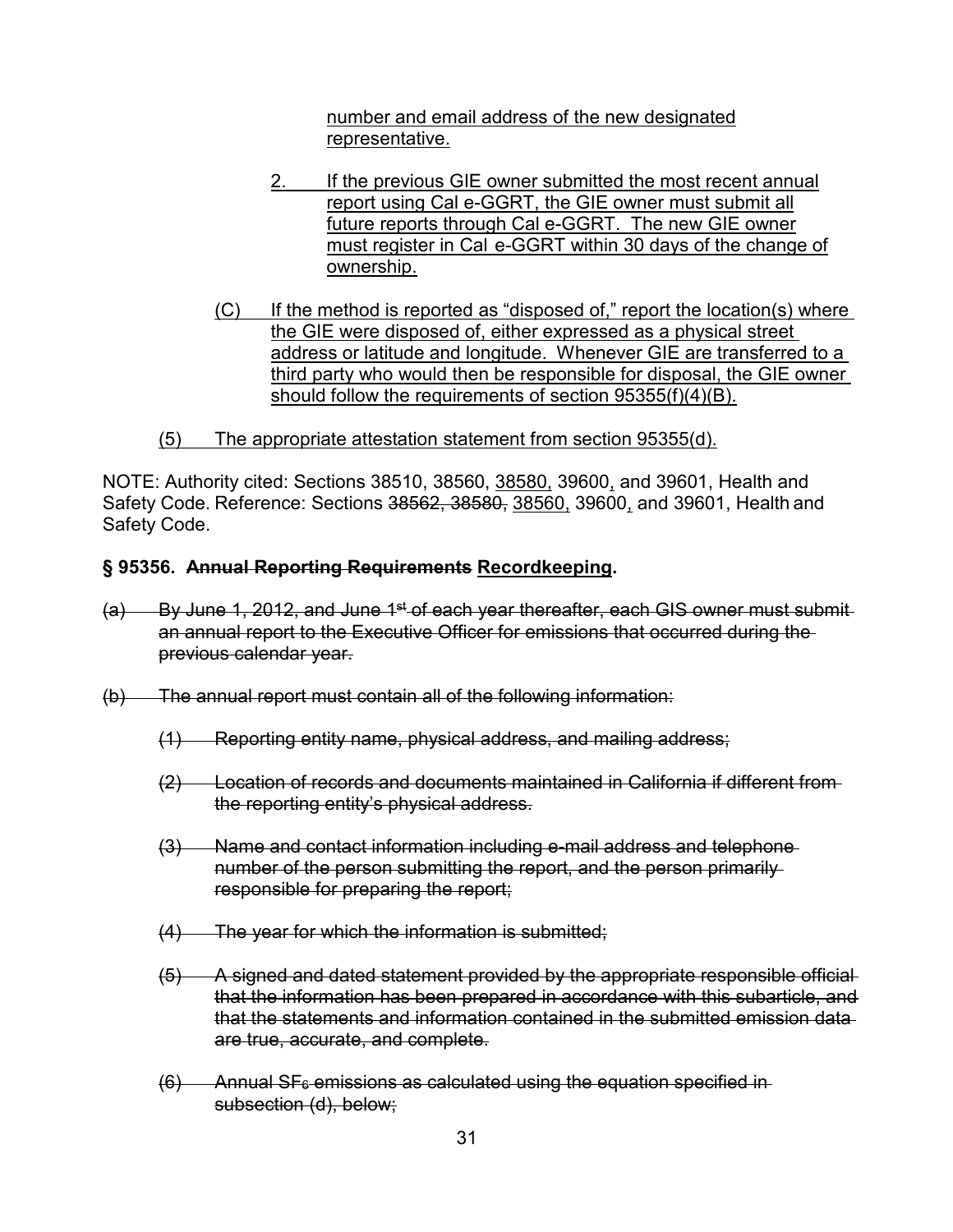number and email address of the new designated representative.

2. If the previous GIE owner submitted the most recent annual report using Cal e-GGRT, the GIE owner must submit all future reports through Cal e-GGRT. The new GIE owner must register in Cal e-GGRT within 30 days of the change of ownership.

(C) If the method is reported as "disposed of," report the location(s) where the GIE were disposed of, either expressed as a physical street address or latitude and longitude. Whenever GIE are transferred to a third party who would then be responsible for disposal, the GIE owner should follow the requirements of section 95355(f)(4)(B).

(5) The appropriate attestation statement from section 95355(d).

NOTE: Authority cited: Sections 38510, 38560, 38580, 39600, and 39601, Health and Safety Code. Reference: Sections ~~38562, 38580,~~ 38560, 39600, and 39601, Health and Safety Code.

**§ 95356. ~~Annual Reporting Requirements~~ Recordkeeping.**

~~(a) By June 1, 2012, and June 1st of each year thereafter, each GIS owner must submit an annual report to the Executive Officer for emissions that occurred during the previous calendar year.~~

~~(b) The annual report must contain all of the following information:~~

~~(1) Reporting entity name, physical address, and mailing address;~~

~~(2) Location of records and documents maintained in California if different from the reporting entity's physical address.~~

~~(3) Name and contact information including e-mail address and telephone number of the person submitting the report, and the person primarily responsible for preparing the report;~~

~~(4) The year for which the information is submitted;~~

~~(5) A signed and dated statement provided by the appropriate responsible official that the information has been prepared in accordance with this subarticle, and that the statements and information contained in the submitted emission data are true, accurate, and complete.~~

~~(6) Annual $SF_6$ emissions as calculated using the equation specified in subsection (d), below;~~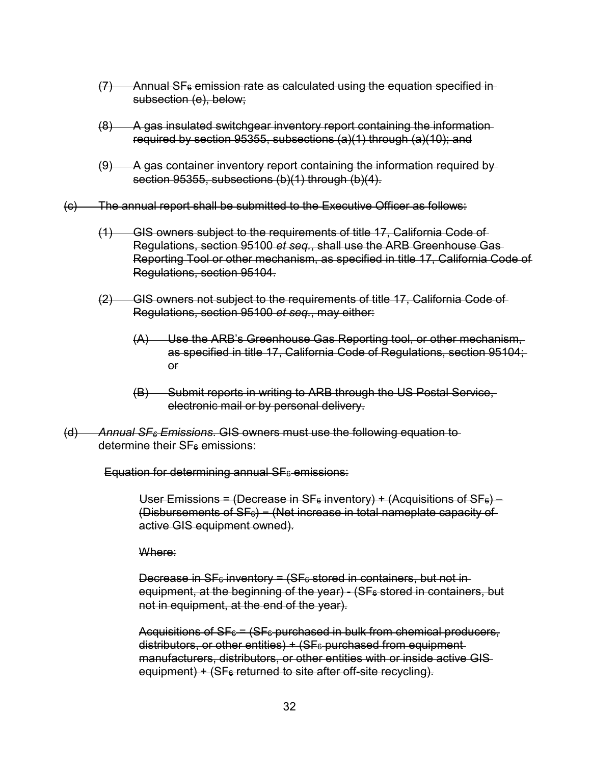~~(7) Annual $SF_6$ emission rate as calculated using the equation specified in subsection (e), below;~~

~~(8) A gas insulated switchgear inventory report containing the information required by section 95355, subsections (a)(1) through (a)(10); and~~

~~(9) A gas container inventory report containing the information required by section 95355, subsections (b)(1) through (b)(4).~~

~~(c) The annual report shall be submitted to the Executive Officer as follows:~~

~~(1) GIS owners subject to the requirements of title 17, California Code of Regulations, section 95100 *et seq.*, shall use the ARB Greenhouse Gas Reporting Tool or other mechanism, as specified in title 17, California Code of Regulations, section 95104.~~

~~(2) GIS owners not subject to the requirements of title 17, California Code of Regulations, section 95100 *et seq.*, may either:~~

~~(A) Use the ARB's Greenhouse Gas Reporting tool, or other mechanism, as specified in title 17, California Code of Regulations, section 95104; or~~

~~(B) Submit reports in writing to ARB through the US Postal Service, electronic mail or by personal delivery.~~

~~(d) *Annual $SF_6$ Emissions*. GIS owners must use the following equation to determine their $SF_6$ emissions:~~

~~Equation for determining annual $SF_6$ emissions:~~

~~User Emissions = (Decrease in $SF_6$ inventory) + (Acquisitions of $SF_6$) – (Disbursements of $SF_6$) – (Net increase in total nameplate capacity of active GIS equipment owned).~~

~~Where:~~

~~Decrease in $SF_6$ inventory = ($SF_6$ stored in containers, but not in equipment, at the beginning of the year) - ($SF_6$ stored in containers, but not in equipment, at the end of the year).~~

~~Acquisitions of $SF_6$ = ($SF_6$ purchased in bulk from chemical producers, distributors, or other entities) + ($SF_6$ purchased from equipment manufacturers, distributors, or other entities with or inside active GIS equipment) + ($SF_6$ returned to site after off-site recycling).~~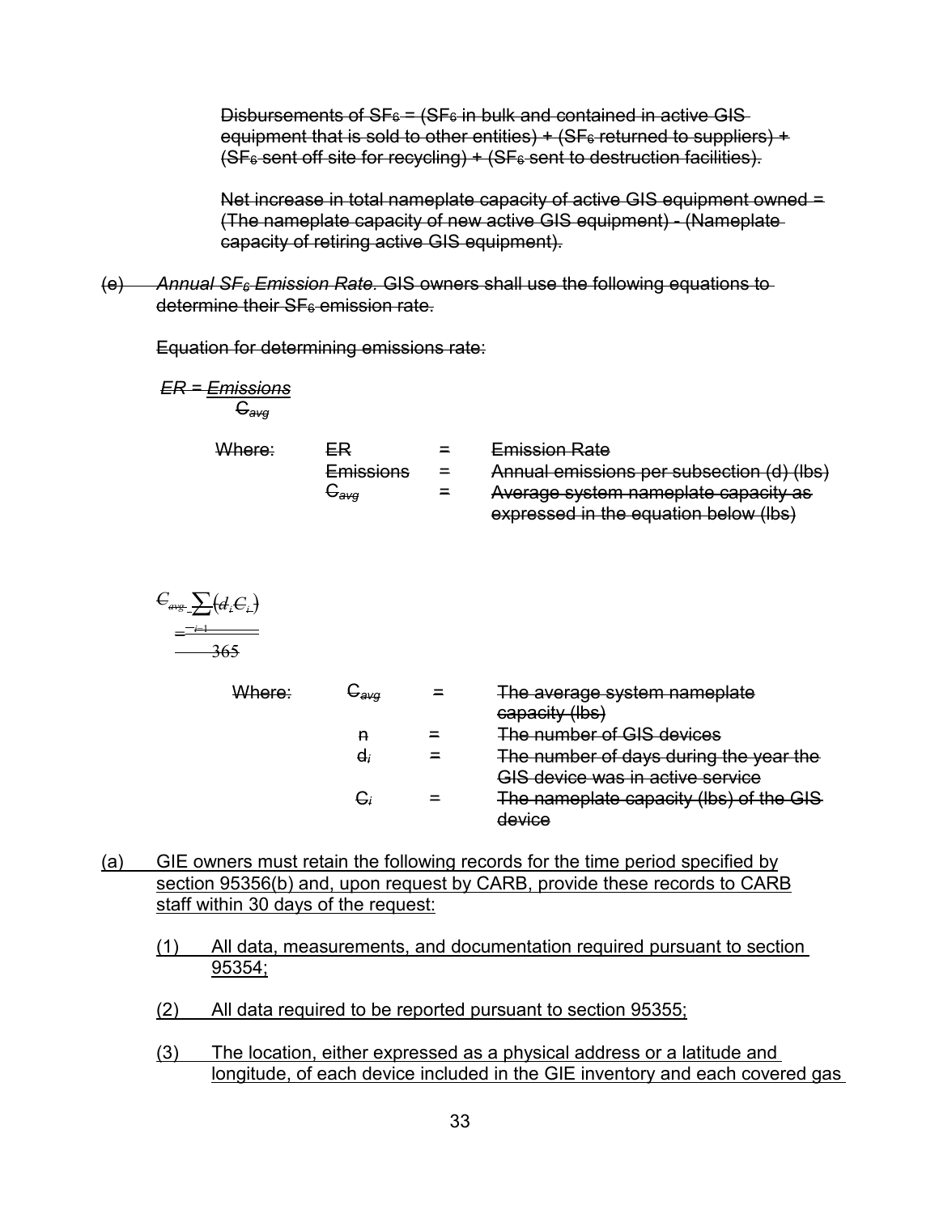~~Disbursements of $SF_6$ = ($SF_6$ in bulk and contained in active GIS equipment that is sold to other entities) + ($SF_6$ returned to suppliers) + ($SF_6$ sent off site for recycling) + ($SF_6$ sent to destruction facilities).~~

~~Net increase in total nameplate capacity of active GIS equipment owned = (The nameplate capacity of new active GIS equipment) - (Nameplate capacity of retiring active GIS equipment).~~

~~(e) *Annual $SF_6$ Emission Rate.* GIS owners shall use the following equations to determine their $SF_6$ emission rate.~~

~~Equation for determining emissions rate:~~

$$ER = \frac{Emissions}{C_{avg}}$$

| ~~Where:~~ | ~~ER~~ | = | ~~Emission Rate~~ |
|---|---|---|---|
| | ~~Emissions~~ | = | ~~Annual emissions per subsection (d) (lbs)~~ |
| | ~~$C_{avg}$~~ | = | ~~Average system nameplate capacity as expressed in the equation below (lbs)~~ |

$$C_{avg} = \frac{\sum_{i=1}^{n}(d_i C_i)}{365}$$

| ~~Where:~~ | ~~$C_{avg}$~~ | = | ~~The average system nameplate capacity (lbs)~~ |
|---|---|---|---|
| | ~~n~~ | = | ~~The number of GIS devices~~ |
| | ~~$d_i$~~ | = | ~~The number of days during the year the GIS device was in active service~~ |
| | ~~$C_i$~~ | = | ~~The nameplate capacity (lbs) of the GIS device~~ |

(a) GIE owners must retain the following records for the time period specified by section 95356(b) and, upon request by CARB, provide these records to CARB staff within 30 days of the request:

(1) All data, measurements, and documentation required pursuant to section 95354;

(2) All data required to be reported pursuant to section 95355;

(3) The location, either expressed as a physical address or a latitude and longitude, of each device included in the GIE inventory and each covered gas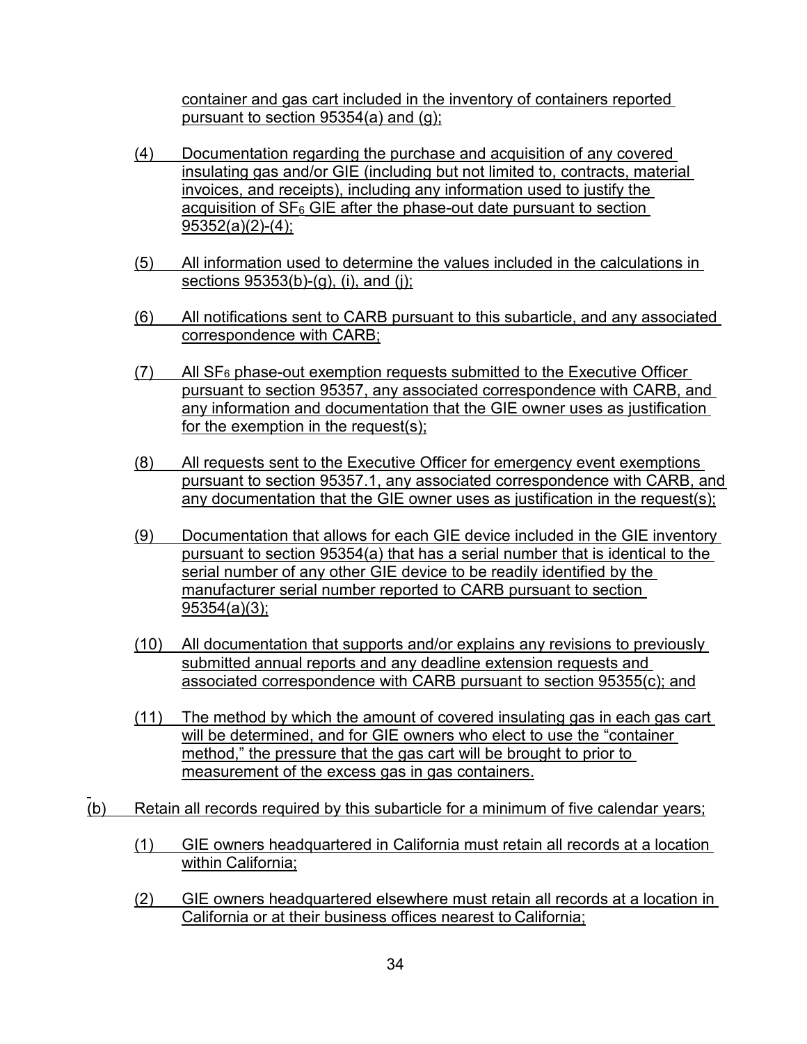container and gas cart included in the inventory of containers reported pursuant to section 95354(a) and (g);

(4) Documentation regarding the purchase and acquisition of any covered insulating gas and/or GIE (including but not limited to, contracts, material invoices, and receipts), including any information used to justify the acquisition of $SF_6$ GIE after the phase-out date pursuant to section 95352(a)(2)-(4);

(5) All information used to determine the values included in the calculations in sections 95353(b)-(g), (i), and (j);

(6) All notifications sent to CARB pursuant to this subarticle, and any associated correspondence with CARB;

(7) All $SF_6$ phase-out exemption requests submitted to the Executive Officer pursuant to section 95357, any associated correspondence with CARB, and any information and documentation that the GIE owner uses as justification for the exemption in the request(s);

(8) All requests sent to the Executive Officer for emergency event exemptions pursuant to section 95357.1, any associated correspondence with CARB, and any documentation that the GIE owner uses as justification in the request(s);

(9) Documentation that allows for each GIE device included in the GIE inventory pursuant to section 95354(a) that has a serial number that is identical to the serial number of any other GIE device to be readily identified by the manufacturer serial number reported to CARB pursuant to section 95354(a)(3);

(10) All documentation that supports and/or explains any revisions to previously submitted annual reports and any deadline extension requests and associated correspondence with CARB pursuant to section 95355(c); and

(11) The method by which the amount of covered insulating gas in each gas cart will be determined, and for GIE owners who elect to use the "container method," the pressure that the gas cart will be brought to prior to measurement of the excess gas in gas containers.

(b) Retain all records required by this subarticle for a minimum of five calendar years;

(1) GIE owners headquartered in California must retain all records at a location within California;

(2) GIE owners headquartered elsewhere must retain all records at a location in California or at their business offices nearest to California;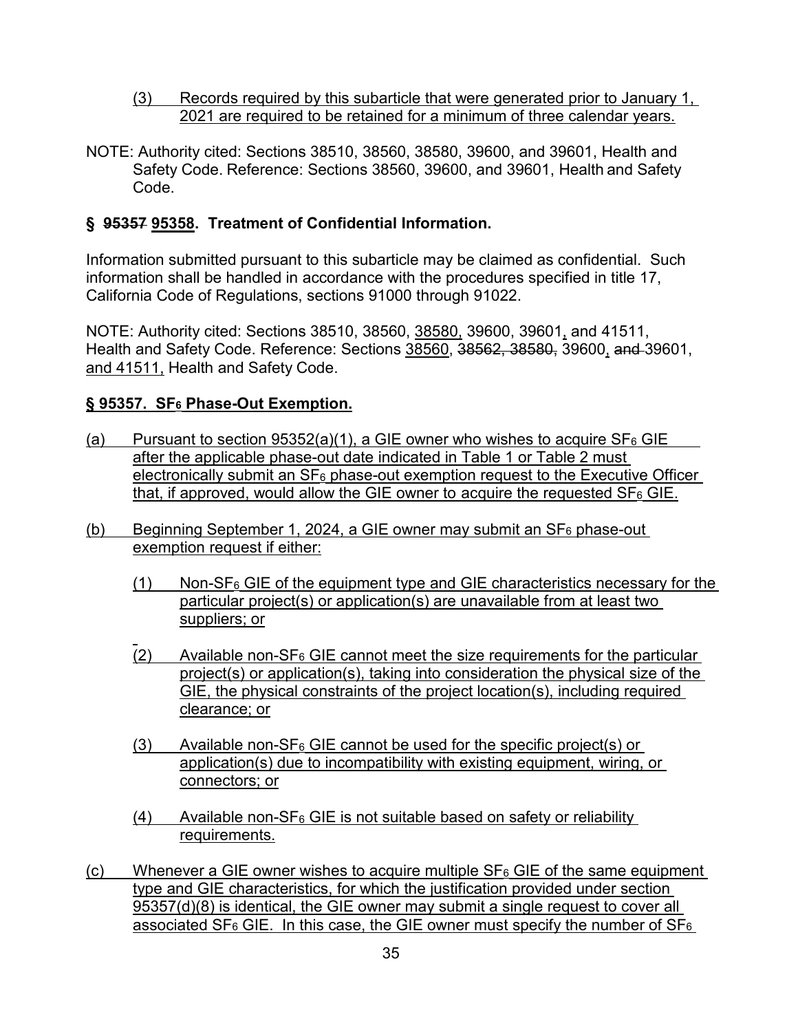(3) Records required by this subarticle that were generated prior to January 1, 2021 are required to be retained for a minimum of three calendar years.

NOTE: Authority cited: Sections 38510, 38560, 38580, 39600, and 39601, Health and Safety Code. Reference: Sections 38560, 39600, and 39601, Health and Safety Code.

## § ~~95357~~ 95358. Treatment of Confidential Information.

Information submitted pursuant to this subarticle may be claimed as confidential. Such information shall be handled in accordance with the procedures specified in title 17, California Code of Regulations, sections 91000 through 91022.

NOTE: Authority cited: Sections 38510, 38560, 38580, 39600, 39601, and 41511, Health and Safety Code. Reference: Sections 38560, ~~38562, 38580,~~ 39600, ~~and~~ 39601, and 41511, Health and Safety Code.

## § 95357. $SF_6$ Phase-Out Exemption.

(a) Pursuant to section 95352(a)(1), a GIE owner who wishes to acquire $SF_6$ GIE after the applicable phase-out date indicated in Table 1 or Table 2 must electronically submit an $SF_6$ phase-out exemption request to the Executive Officer that, if approved, would allow the GIE owner to acquire the requested $SF_6$ GIE.

(b) Beginning September 1, 2024, a GIE owner may submit an $SF_6$ phase-out exemption request if either:

(1) Non-$SF_6$ GIE of the equipment type and GIE characteristics necessary for the particular project(s) or application(s) are unavailable from at least two suppliers; or

(2) Available non-$SF_6$ GIE cannot meet the size requirements for the particular project(s) or application(s), taking into consideration the physical size of the GIE, the physical constraints of the project location(s), including required clearance; or

(3) Available non-$SF_6$ GIE cannot be used for the specific project(s) or application(s) due to incompatibility with existing equipment, wiring, or connectors; or

(4) Available non-$SF_6$ GIE is not suitable based on safety or reliability requirements.

(c) Whenever a GIE owner wishes to acquire multiple $SF_6$ GIE of the same equipment type and GIE characteristics, for which the justification provided under section 95357(d)(8) is identical, the GIE owner may submit a single request to cover all associated $SF_6$ GIE. In this case, the GIE owner must specify the number of $SF_6$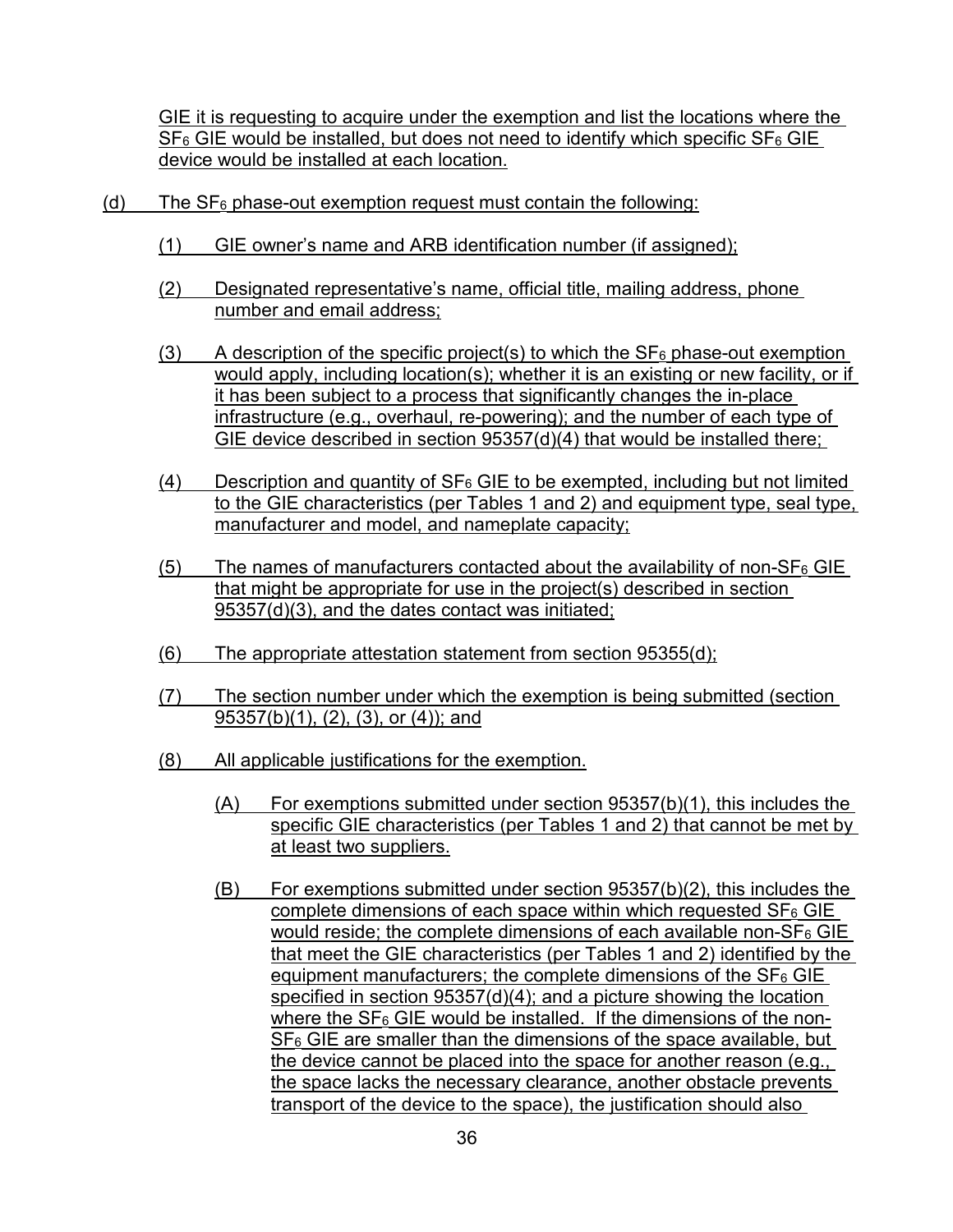GIE it is requesting to acquire under the exemption and list the locations where the $SF_6$ GIE would be installed, but does not need to identify which specific $SF_6$ GIE device would be installed at each location.

(d) The $SF_6$ phase-out exemption request must contain the following:

(1) GIE owner's name and ARB identification number (if assigned);

(2) Designated representative's name, official title, mailing address, phone number and email address;

(3) A description of the specific project(s) to which the $SF_6$ phase-out exemption would apply, including location(s); whether it is an existing or new facility, or if it has been subject to a process that significantly changes the in-place infrastructure (e.g., overhaul, re-powering); and the number of each type of GIE device described in section 95357(d)(4) that would be installed there;

(4) Description and quantity of $SF_6$ GIE to be exempted, including but not limited to the GIE characteristics (per Tables 1 and 2) and equipment type, seal type, manufacturer and model, and nameplate capacity;

(5) The names of manufacturers contacted about the availability of non-$SF_6$ GIE that might be appropriate for use in the project(s) described in section 95357(d)(3), and the dates contact was initiated;

(6) The appropriate attestation statement from section 95355(d);

(7) The section number under which the exemption is being submitted (section 95357(b)(1), (2), (3), or (4)); and

(8) All applicable justifications for the exemption.

(A) For exemptions submitted under section 95357(b)(1), this includes the specific GIE characteristics (per Tables 1 and 2) that cannot be met by at least two suppliers.

(B) For exemptions submitted under section 95357(b)(2), this includes the complete dimensions of each space within which requested $SF_6$ GIE would reside; the complete dimensions of each available non-$SF_6$ GIE that meet the GIE characteristics (per Tables 1 and 2) identified by the equipment manufacturers; the complete dimensions of the $SF_6$ GIE specified in section 95357(d)(4); and a picture showing the location where the $SF_6$ GIE would be installed. If the dimensions of the non-$SF_6$ GIE are smaller than the dimensions of the space available, but the device cannot be placed into the space for another reason (e.g., the space lacks the necessary clearance, another obstacle prevents transport of the device to the space), the justification should also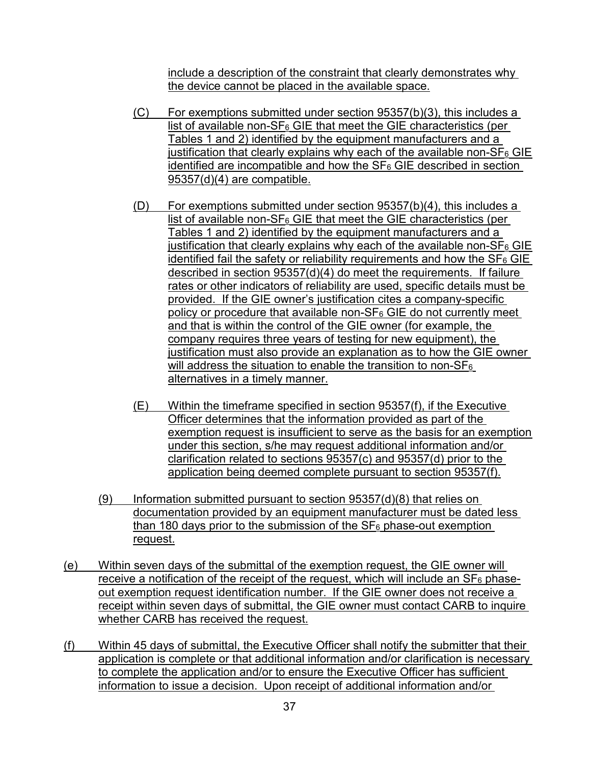include a description of the constraint that clearly demonstrates why the device cannot be placed in the available space.

(C) For exemptions submitted under section 95357(b)(3), this includes a list of available non-$SF_6$ GIE that meet the GIE characteristics (per Tables 1 and 2) identified by the equipment manufacturers and a justification that clearly explains why each of the available non-$SF_6$ GIE identified are incompatible and how the $SF_6$ GIE described in section 95357(d)(4) are compatible.

(D) For exemptions submitted under section 95357(b)(4), this includes a list of available non-$SF_6$ GIE that meet the GIE characteristics (per Tables 1 and 2) identified by the equipment manufacturers and a justification that clearly explains why each of the available non-$SF_6$ GIE identified fail the safety or reliability requirements and how the $SF_6$ GIE described in section 95357(d)(4) do meet the requirements. If failure rates or other indicators of reliability are used, specific details must be provided. If the GIE owner's justification cites a company-specific policy or procedure that available non-$SF_6$ GIE do not currently meet and that is within the control of the GIE owner (for example, the company requires three years of testing for new equipment), the justification must also provide an explanation as to how the GIE owner will address the situation to enable the transition to non-$SF_6$ alternatives in a timely manner.

(E) Within the timeframe specified in section 95357(f), if the Executive Officer determines that the information provided as part of the exemption request is insufficient to serve as the basis for an exemption under this section, s/he may request additional information and/or clarification related to sections 95357(c) and 95357(d) prior to the application being deemed complete pursuant to section 95357(f).

(9) Information submitted pursuant to section 95357(d)(8) that relies on documentation provided by an equipment manufacturer must be dated less than 180 days prior to the submission of the $SF_6$ phase-out exemption request.

(e) Within seven days of the submittal of the exemption request, the GIE owner will receive a notification of the receipt of the request, which will include an $SF_6$ phase-out exemption request identification number. If the GIE owner does not receive a receipt within seven days of submittal, the GIE owner must contact CARB to inquire whether CARB has received the request.

(f) Within 45 days of submittal, the Executive Officer shall notify the submitter that their application is complete or that additional information and/or clarification is necessary to complete the application and/or to ensure the Executive Officer has sufficient information to issue a decision. Upon receipt of additional information and/or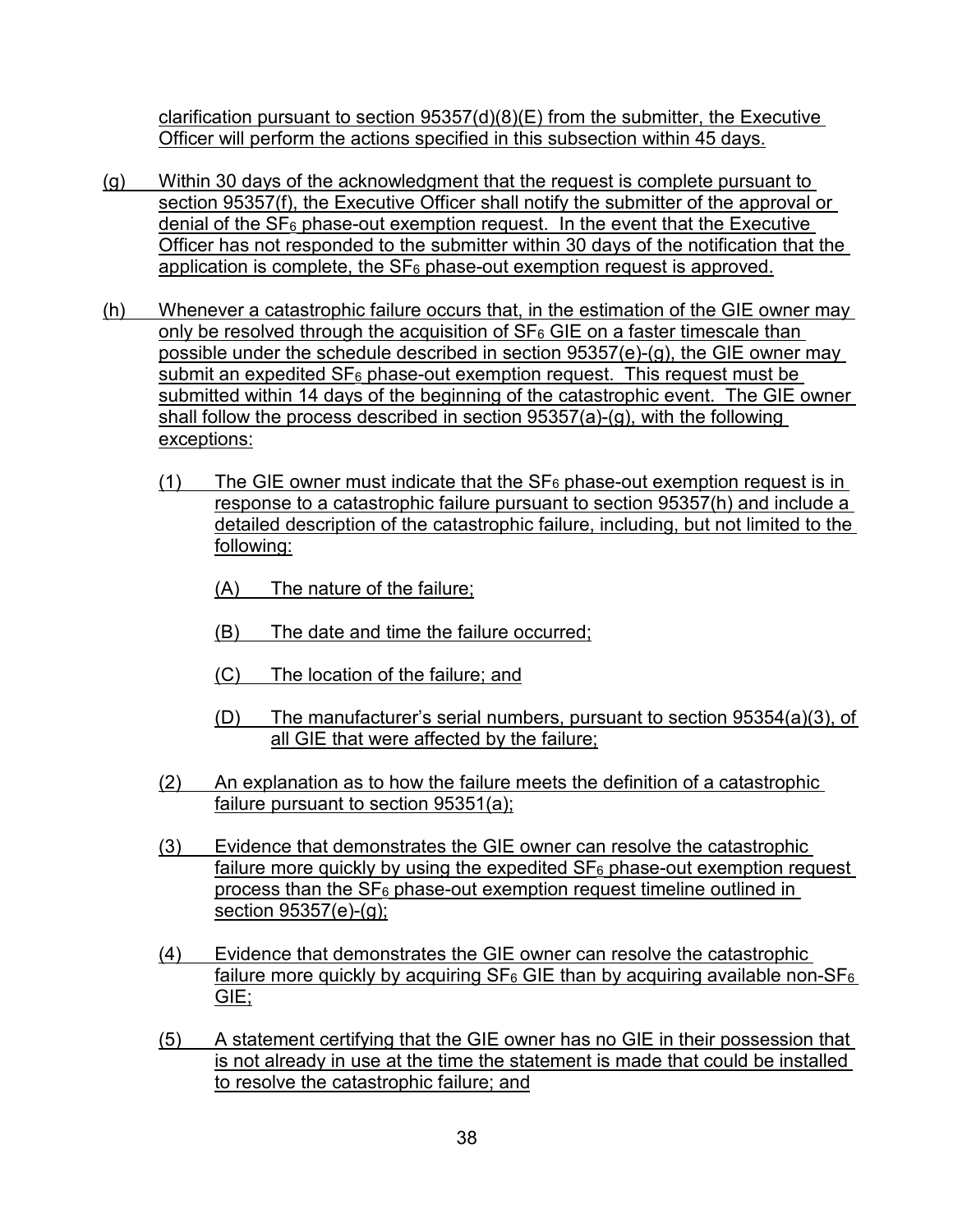clarification pursuant to section 95357(d)(8)(E) from the submitter, the Executive Officer will perform the actions specified in this subsection within 45 days.

(g) Within 30 days of the acknowledgment that the request is complete pursuant to section 95357(f), the Executive Officer shall notify the submitter of the approval or denial of the $SF_6$ phase-out exemption request. In the event that the Executive Officer has not responded to the submitter within 30 days of the notification that the application is complete, the $SF_6$ phase-out exemption request is approved.

(h) Whenever a catastrophic failure occurs that, in the estimation of the GIE owner may only be resolved through the acquisition of $SF_6$ GIE on a faster timescale than possible under the schedule described in section 95357(e)-(g), the GIE owner may submit an expedited $SF_6$ phase-out exemption request. This request must be submitted within 14 days of the beginning of the catastrophic event. The GIE owner shall follow the process described in section 95357(a)-(g), with the following exceptions:

(1) The GIE owner must indicate that the $SF_6$ phase-out exemption request is in response to a catastrophic failure pursuant to section 95357(h) and include a detailed description of the catastrophic failure, including, but not limited to the following:

(A) The nature of the failure;

(B) The date and time the failure occurred;

(C) The location of the failure; and

(D) The manufacturer's serial numbers, pursuant to section 95354(a)(3), of all GIE that were affected by the failure;

(2) An explanation as to how the failure meets the definition of a catastrophic failure pursuant to section 95351(a);

(3) Evidence that demonstrates the GIE owner can resolve the catastrophic failure more quickly by using the expedited $SF_6$ phase-out exemption request process than the $SF_6$ phase-out exemption request timeline outlined in section 95357(e)-(g);

(4) Evidence that demonstrates the GIE owner can resolve the catastrophic failure more quickly by acquiring $SF_6$ GIE than by acquiring available non-$SF_6$ GIE;

(5) A statement certifying that the GIE owner has no GIE in their possession that is not already in use at the time the statement is made that could be installed to resolve the catastrophic failure; and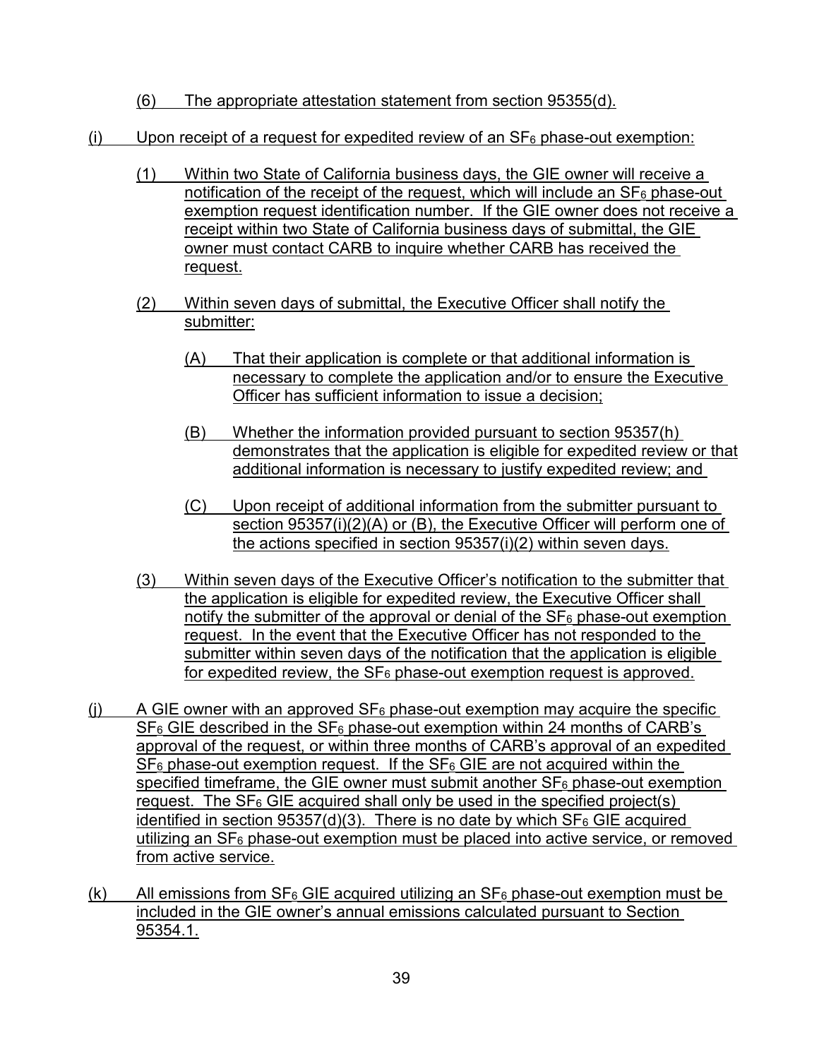(6) The appropriate attestation statement from section 95355(d).

(i) Upon receipt of a request for expedited review of an $SF_6$ phase-out exemption:

(1) Within two State of California business days, the GIE owner will receive a notification of the receipt of the request, which will include an $SF_6$ phase-out exemption request identification number. If the GIE owner does not receive a receipt within two State of California business days of submittal, the GIE owner must contact CARB to inquire whether CARB has received the request.

(2) Within seven days of submittal, the Executive Officer shall notify the submitter:

(A) That their application is complete or that additional information is necessary to complete the application and/or to ensure the Executive Officer has sufficient information to issue a decision;

(B) Whether the information provided pursuant to section 95357(h) demonstrates that the application is eligible for expedited review or that additional information is necessary to justify expedited review; and

(C) Upon receipt of additional information from the submitter pursuant to section 95357(i)(2)(A) or (B), the Executive Officer will perform one of the actions specified in section 95357(i)(2) within seven days.

(3) Within seven days of the Executive Officer's notification to the submitter that the application is eligible for expedited review, the Executive Officer shall notify the submitter of the approval or denial of the $SF_6$ phase-out exemption request. In the event that the Executive Officer has not responded to the submitter within seven days of the notification that the application is eligible for expedited review, the $SF_6$ phase-out exemption request is approved.

(j) A GIE owner with an approved $SF_6$ phase-out exemption may acquire the specific $SF_6$ GIE described in the $SF_6$ phase-out exemption within 24 months of CARB's approval of the request, or within three months of CARB's approval of an expedited $SF_6$ phase-out exemption request. If the $SF_6$ GIE are not acquired within the specified timeframe, the GIE owner must submit another $SF_6$ phase-out exemption request. The $SF_6$ GIE acquired shall only be used in the specified project(s) identified in section 95357(d)(3). There is no date by which $SF_6$ GIE acquired utilizing an $SF_6$ phase-out exemption must be placed into active service, or removed from active service.

(k) All emissions from $SF_6$ GIE acquired utilizing an $SF_6$ phase-out exemption must be included in the GIE owner's annual emissions calculated pursuant to Section 95354.1.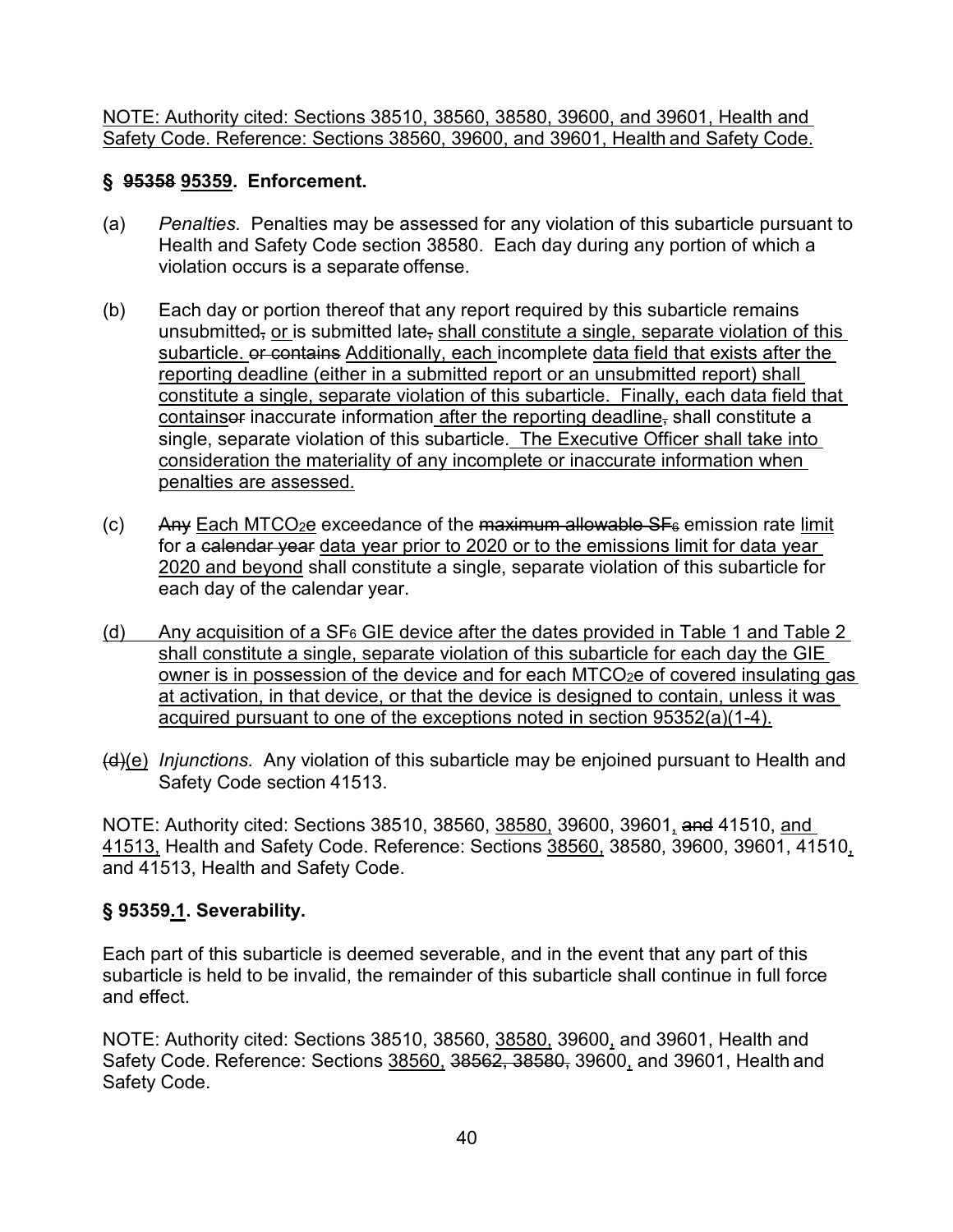NOTE: Authority cited: Sections 38510, 38560, 38580, 39600, and 39601, Health and Safety Code. Reference: Sections 38560, 39600, and 39601, Health and Safety Code.

## § ~~95358~~ 95359. Enforcement.

(a) *Penalties.* Penalties may be assessed for any violation of this subarticle pursuant to Health and Safety Code section 38580. Each day during any portion of which a violation occurs is a separate offense.

(b) Each day or portion thereof that any report required by this subarticle remains unsubmitted~~,~~ or is submitted late~~,~~ shall constitute a single, separate violation of this subarticle. ~~or contains~~ Additionally, each incomplete data field that exists after the reporting deadline (either in a submitted report or an unsubmitted report) shall constitute a single, separate violation of this subarticle. Finally, each data field that contains~~or~~ inaccurate information after the reporting deadline~~,~~ shall constitute a single, separate violation of this subarticle. The Executive Officer shall take into consideration the materiality of any incomplete or inaccurate information when penalties are assessed.

(c) ~~Any~~ Each $MTCO_2e$ exceedance of the ~~maximum allowable $SF_6$~~ emission rate limit for a ~~calendar year~~ data year prior to 2020 or to the emissions limit for data year 2020 and beyond shall constitute a single, separate violation of this subarticle for each day of the calendar year.

(d) Any acquisition of a $SF_6$ GIE device after the dates provided in Table 1 and Table 2 shall constitute a single, separate violation of this subarticle for each day the GIE owner is in possession of the device and for each $MTCO_2e$ of covered insulating gas at activation, in that device, or that the device is designed to contain, unless it was acquired pursuant to one of the exceptions noted in section 95352(a)(1-4).

~~(d)~~(e) *Injunctions.* Any violation of this subarticle may be enjoined pursuant to Health and Safety Code section 41513.

NOTE: Authority cited: Sections 38510, 38560, 38580, 39600, 39601, ~~and~~ 41510, and 41513, Health and Safety Code. Reference: Sections 38560, 38580, 39600, 39601, 41510, and 41513, Health and Safety Code.

## § 95359.1. Severability.

Each part of this subarticle is deemed severable, and in the event that any part of this subarticle is held to be invalid, the remainder of this subarticle shall continue in full force and effect.

NOTE: Authority cited: Sections 38510, 38560, 38580, 39600, and 39601, Health and Safety Code. Reference: Sections 38560, ~~38562, 38580,~~ 39600, and 39601, Health and Safety Code.